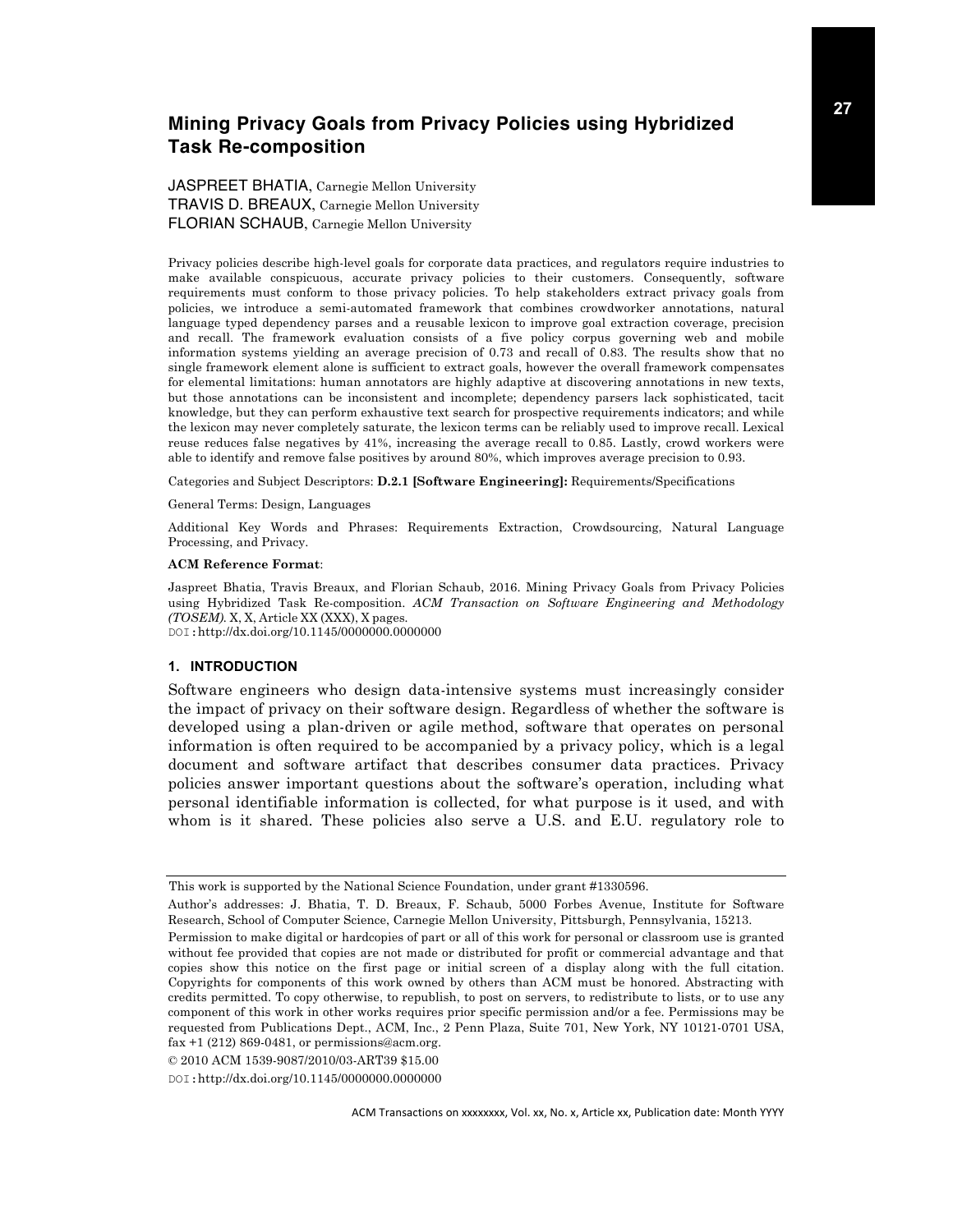# Mining Privacy Goals from Privacy Policies using Hybridized Task Re-composition

JASPREET BHATIA, Carnegie Mellon University
TRAVIS D. BREAUX, Carnegie Mellon University
FLORIAN SCHAUB, Carnegie Mellon University

Privacy policies describe high-level goals for corporate data practices, and regulators require industries to make available conspicuous, accurate privacy policies to their customers. Consequently, software requirements must conform to those privacy policies. To help stakeholders extract privacy goals from policies, we introduce a semi-automated framework that combines crowdworker annotations, natural language typed dependency parses and a reusable lexicon to improve goal extraction coverage, precision and recall. The framework evaluation consists of a five policy corpus governing web and mobile information systems yielding an average precision of 0.73 and recall of 0.83. The results show that no single framework element alone is sufficient to extract goals, however the overall framework compensates for elemental limitations: human annotators are highly adaptive at discovering annotations in new texts, but those annotations can be inconsistent and incomplete; dependency parsers lack sophisticated, tacit knowledge, but they can perform exhaustive text search for prospective requirements indicators; and while the lexicon may never completely saturate, the lexicon terms can be reliably used to improve recall. Lexical reuse reduces false negatives by 41%, increasing the average recall to 0.85. Lastly, crowd workers were able to identify and remove false positives by around 80%, which improves average precision to 0.93.

Categories and Subject Descriptors: **D.2.1 [Software Engineering]:** Requirements/Specifications

General Terms: Design, Languages

Additional Key Words and Phrases: Requirements Extraction, Crowdsourcing, Natural Language Processing, and Privacy.

**ACM Reference Format**:

Jaspreet Bhatia, Travis Breaux, and Florian Schaub, 2016. Mining Privacy Goals from Privacy Policies using Hybridized Task Re-composition. *ACM Transaction on Software Engineering and Methodology (TOSEM).* X, X, Article XX (XXX), X pages.
DOI:http://dx.doi.org/10.1145/0000000.0000000

## 1. INTRODUCTION

Software engineers who design data-intensive systems must increasingly consider the impact of privacy on their software design. Regardless of whether the software is developed using a plan-driven or agile method, software that operates on personal information is often required to be accompanied by a privacy policy, which is a legal document and software artifact that describes consumer data practices. Privacy policies answer important questions about the software's operation, including what personal identifiable information is collected, for what purpose is it used, and with whom is it shared. These policies also serve a U.S. and E.U. regulatory role to

---

This work is supported by the National Science Foundation, under grant #1330596.

Author's addresses: J. Bhatia, T. D. Breaux, F. Schaub, 5000 Forbes Avenue, Institute for Software Research, School of Computer Science, Carnegie Mellon University, Pittsburgh, Pennsylvania, 15213.

Permission to make digital or hardcopies of part or all of this work for personal or classroom use is granted without fee provided that copies are not made or distributed for profit or commercial advantage and that copies show this notice on the first page or initial screen of a display along with the full citation. Copyrights for components of this work owned by others than ACM must be honored. Abstracting with credits permitted. To copy otherwise, to republish, to post on servers, to redistribute to lists, or to use any component of this work in other works requires prior specific permission and/or a fee. Permissions may be requested from Publications Dept., ACM, Inc., 2 Penn Plaza, Suite 701, New York, NY 10121-0701 USA, fax +1 (212) 869-0481, or permissions@acm.org.

© 2010 ACM 1539-9087/2010/03-ART39 $15.00

DOI:http://dx.doi.org/10.1145/0000000.0000000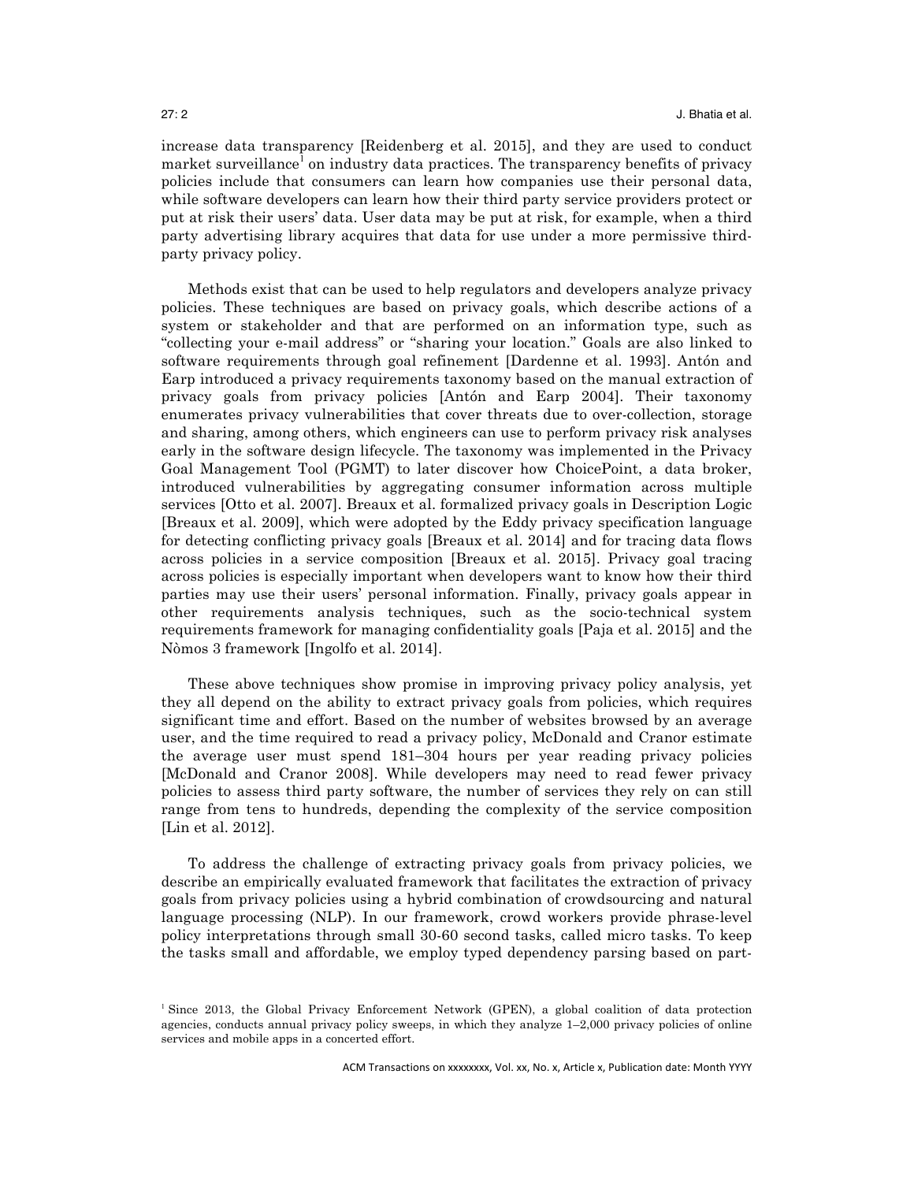increase data transparency [Reidenberg et al. 2015], and they are used to conduct market surveillance[1] on industry data practices. The transparency benefits of privacy policies include that consumers can learn how companies use their personal data, while software developers can learn how their third party service providers protect or put at risk their users' data. User data may be put at risk, for example, when a third party advertising library acquires that data for use under a more permissive third-party privacy policy.

Methods exist that can be used to help regulators and developers analyze privacy policies. These techniques are based on privacy goals, which describe actions of a system or stakeholder and that are performed on an information type, such as "collecting your e-mail address" or "sharing your location." Goals are also linked to software requirements through goal refinement [Dardenne et al. 1993]. Antón and Earp introduced a privacy requirements taxonomy based on the manual extraction of privacy goals from privacy policies [Antón and Earp 2004]. Their taxonomy enumerates privacy vulnerabilities that cover threats due to over-collection, storage and sharing, among others, which engineers can use to perform privacy risk analyses early in the software design lifecycle. The taxonomy was implemented in the Privacy Goal Management Tool (PGMT) to later discover how ChoicePoint, a data broker, introduced vulnerabilities by aggregating consumer information across multiple services [Otto et al. 2007]. Breaux et al. formalized privacy goals in Description Logic [Breaux et al. 2009], which were adopted by the Eddy privacy specification language for detecting conflicting privacy goals [Breaux et al. 2014] and for tracing data flows across policies in a service composition [Breaux et al. 2015]. Privacy goal tracing across policies is especially important when developers want to know how their third parties may use their users' personal information. Finally, privacy goals appear in other requirements analysis techniques, such as the socio-technical system requirements framework for managing confidentiality goals [Paja et al. 2015] and the Nòmos 3 framework [Ingolfo et al. 2014].

These above techniques show promise in improving privacy policy analysis, yet they all depend on the ability to extract privacy goals from policies, which requires significant time and effort. Based on the number of websites browsed by an average user, and the time required to read a privacy policy, McDonald and Cranor estimate the average user must spend 181–304 hours per year reading privacy policies [McDonald and Cranor 2008]. While developers may need to read fewer privacy policies to assess third party software, the number of services they rely on can still range from tens to hundreds, depending the complexity of the service composition [Lin et al. 2012].

To address the challenge of extracting privacy goals from privacy policies, we describe an empirically evaluated framework that facilitates the extraction of privacy goals from privacy policies using a hybrid combination of crowdsourcing and natural language processing (NLP). In our framework, crowd workers provide phrase-level policy interpretations through small 30-60 second tasks, called micro tasks. To keep the tasks small and affordable, we employ typed dependency parsing based on part-

[1] Since 2013, the Global Privacy Enforcement Network (GPEN), a global coalition of data protection agencies, conducts annual privacy policy sweeps, in which they analyze 1–2,000 privacy policies of online services and mobile apps in a concerted effort.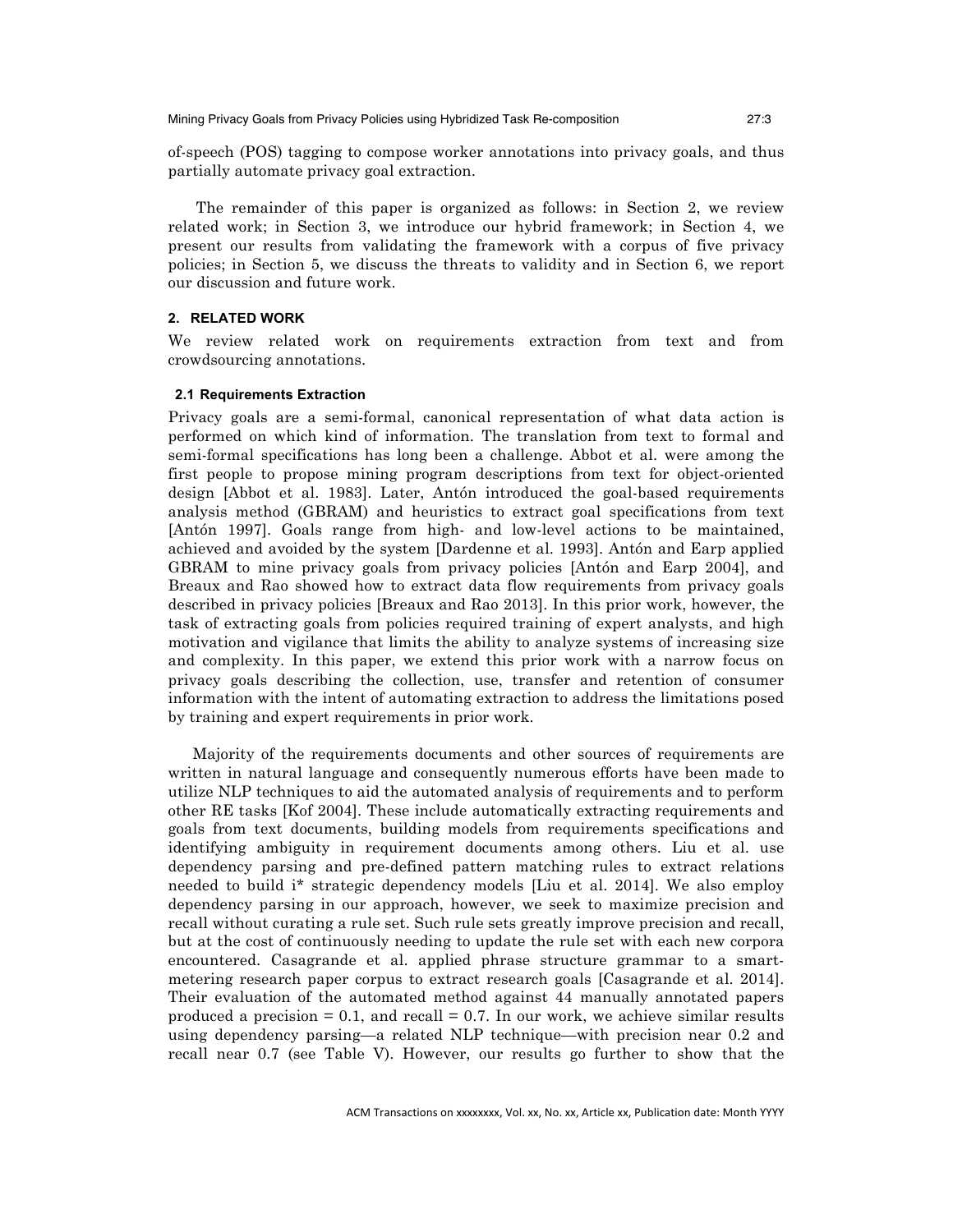of-speech (POS) tagging to compose worker annotations into privacy goals, and thus partially automate privacy goal extraction.

The remainder of this paper is organized as follows: in Section 2, we review related work; in Section 3, we introduce our hybrid framework; in Section 4, we present our results from validating the framework with a corpus of five privacy policies; in Section 5, we discuss the threats to validity and in Section 6, we report our discussion and future work.

## 2. RELATED WORK

We review related work on requirements extraction from text and from crowdsourcing annotations.

### 2.1 Requirements Extraction

Privacy goals are a semi-formal, canonical representation of what data action is performed on which kind of information. The translation from text to formal and semi-formal specifications has long been a challenge. Abbot et al. were among the first people to propose mining program descriptions from text for object-oriented design [Abbot et al. 1983]. Later, Antón introduced the goal-based requirements analysis method (GBRAM) and heuristics to extract goal specifications from text [Antón 1997]. Goals range from high- and low-level actions to be maintained, achieved and avoided by the system [Dardenne et al. 1993]. Antón and Earp applied GBRAM to mine privacy goals from privacy policies [Antón and Earp 2004], and Breaux and Rao showed how to extract data flow requirements from privacy goals described in privacy policies [Breaux and Rao 2013]. In this prior work, however, the task of extracting goals from policies required training of expert analysts, and high motivation and vigilance that limits the ability to analyze systems of increasing size and complexity. In this paper, we extend this prior work with a narrow focus on privacy goals describing the collection, use, transfer and retention of consumer information with the intent of automating extraction to address the limitations posed by training and expert requirements in prior work.

Majority of the requirements documents and other sources of requirements are written in natural language and consequently numerous efforts have been made to utilize NLP techniques to aid the automated analysis of requirements and to perform other RE tasks [Kof 2004]. These include automatically extracting requirements and goals from text documents, building models from requirements specifications and identifying ambiguity in requirement documents among others. Liu et al. use dependency parsing and pre-defined pattern matching rules to extract relations needed to build i* strategic dependency models [Liu et al. 2014]. We also employ dependency parsing in our approach, however, we seek to maximize precision and recall without curating a rule set. Such rule sets greatly improve precision and recall, but at the cost of continuously needing to update the rule set with each new corpora encountered. Casagrande et al. applied phrase structure grammar to a smart-metering research paper corpus to extract research goals [Casagrande et al. 2014]. Their evaluation of the automated method against 44 manually annotated papers produced a precision = 0.1, and recall = 0.7. In our work, we achieve similar results using dependency parsing—a related NLP technique—with precision near 0.2 and recall near 0.7 (see Table V). However, our results go further to show that the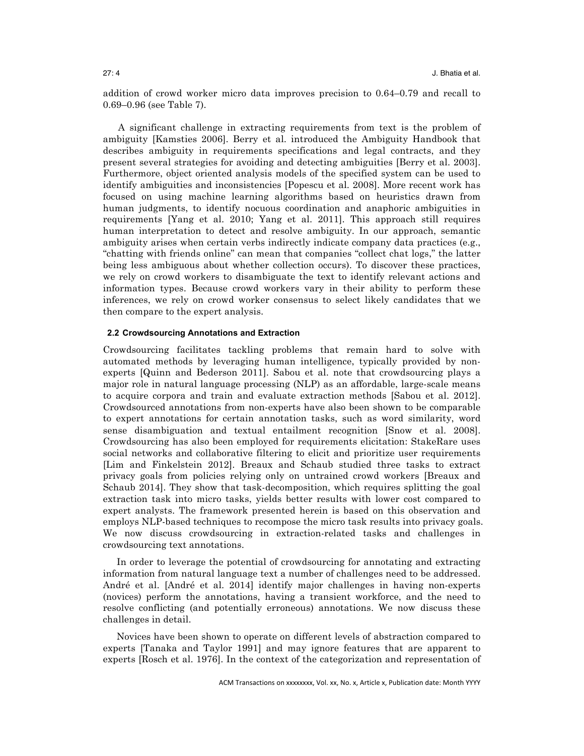addition of crowd worker micro data improves precision to 0.64–0.79 and recall to 0.69–0.96 (see Table 7).

A significant challenge in extracting requirements from text is the problem of ambiguity [Kamsties 2006]. Berry et al. introduced the Ambiguity Handbook that describes ambiguity in requirements specifications and legal contracts, and they present several strategies for avoiding and detecting ambiguities [Berry et al. 2003]. Furthermore, object oriented analysis models of the specified system can be used to identify ambiguities and inconsistencies [Popescu et al. 2008]. More recent work has focused on using machine learning algorithms based on heuristics drawn from human judgments, to identify nocuous coordination and anaphoric ambiguities in requirements [Yang et al. 2010; Yang et al. 2011]. This approach still requires human interpretation to detect and resolve ambiguity. In our approach, semantic ambiguity arises when certain verbs indirectly indicate company data practices (e.g., "chatting with friends online" can mean that companies "collect chat logs," the latter being less ambiguous about whether collection occurs). To discover these practices, we rely on crowd workers to disambiguate the text to identify relevant actions and information types. Because crowd workers vary in their ability to perform these inferences, we rely on crowd worker consensus to select likely candidates that we then compare to the expert analysis.

### 2.2 Crowdsourcing Annotations and Extraction

Crowdsourcing facilitates tackling problems that remain hard to solve with automated methods by leveraging human intelligence, typically provided by non-experts [Quinn and Bederson 2011]. Sabou et al. note that crowdsourcing plays a major role in natural language processing (NLP) as an affordable, large-scale means to acquire corpora and train and evaluate extraction methods [Sabou et al. 2012]. Crowdsourced annotations from non-experts have also been shown to be comparable to expert annotations for certain annotation tasks, such as word similarity, word sense disambiguation and textual entailment recognition [Snow et al. 2008]. Crowdsourcing has also been employed for requirements elicitation: StakeRare uses social networks and collaborative filtering to elicit and prioritize user requirements [Lim and Finkelstein 2012]. Breaux and Schaub studied three tasks to extract privacy goals from policies relying only on untrained crowd workers [Breaux and Schaub 2014]. They show that task-decomposition, which requires splitting the goal extraction task into micro tasks, yields better results with lower cost compared to expert analysts. The framework presented herein is based on this observation and employs NLP-based techniques to recompose the micro task results into privacy goals. We now discuss crowdsourcing in extraction-related tasks and challenges in crowdsourcing text annotations.

In order to leverage the potential of crowdsourcing for annotating and extracting information from natural language text a number of challenges need to be addressed. André et al. [André et al. 2014] identify major challenges in having non-experts (novices) perform the annotations, having a transient workforce, and the need to resolve conflicting (and potentially erroneous) annotations. We now discuss these challenges in detail.

Novices have been shown to operate on different levels of abstraction compared to experts [Tanaka and Taylor 1991] and may ignore features that are apparent to experts [Rosch et al. 1976]. In the context of the categorization and representation of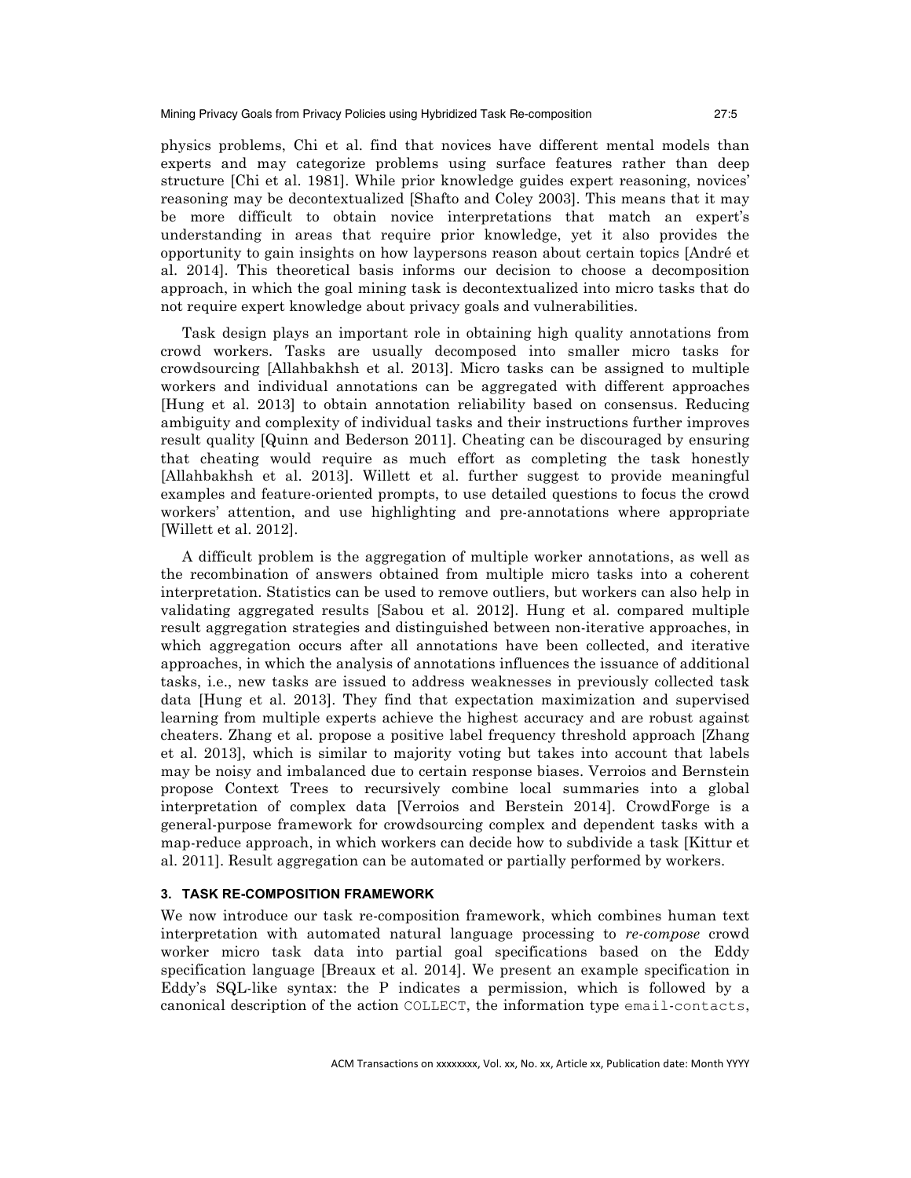physics problems, Chi et al. find that novices have different mental models than experts and may categorize problems using surface features rather than deep structure [Chi et al. 1981]. While prior knowledge guides expert reasoning, novices' reasoning may be decontextualized [Shafto and Coley 2003]. This means that it may be more difficult to obtain novice interpretations that match an expert's understanding in areas that require prior knowledge, yet it also provides the opportunity to gain insights on how laypersons reason about certain topics [André et al. 2014]. This theoretical basis informs our decision to choose a decomposition approach, in which the goal mining task is decontextualized into micro tasks that do not require expert knowledge about privacy goals and vulnerabilities.

Task design plays an important role in obtaining high quality annotations from crowd workers. Tasks are usually decomposed into smaller micro tasks for crowdsourcing [Allahbakhsh et al. 2013]. Micro tasks can be assigned to multiple workers and individual annotations can be aggregated with different approaches [Hung et al. 2013] to obtain annotation reliability based on consensus. Reducing ambiguity and complexity of individual tasks and their instructions further improves result quality [Quinn and Bederson 2011]. Cheating can be discouraged by ensuring that cheating would require as much effort as completing the task honestly [Allahbakhsh et al. 2013]. Willett et al. further suggest to provide meaningful examples and feature-oriented prompts, to use detailed questions to focus the crowd workers' attention, and use highlighting and pre-annotations where appropriate [Willett et al. 2012].

A difficult problem is the aggregation of multiple worker annotations, as well as the recombination of answers obtained from multiple micro tasks into a coherent interpretation. Statistics can be used to remove outliers, but workers can also help in validating aggregated results [Sabou et al. 2012]. Hung et al. compared multiple result aggregation strategies and distinguished between non-iterative approaches, in which aggregation occurs after all annotations have been collected, and iterative approaches, in which the analysis of annotations influences the issuance of additional tasks, i.e., new tasks are issued to address weaknesses in previously collected task data [Hung et al. 2013]. They find that expectation maximization and supervised learning from multiple experts achieve the highest accuracy and are robust against cheaters. Zhang et al. propose a positive label frequency threshold approach [Zhang et al. 2013], which is similar to majority voting but takes into account that labels may be noisy and imbalanced due to certain response biases. Verroios and Bernstein propose Context Trees to recursively combine local summaries into a global interpretation of complex data [Verroios and Berstein 2014]. CrowdForge is a general-purpose framework for crowdsourcing complex and dependent tasks with a map-reduce approach, in which workers can decide how to subdivide a task [Kittur et al. 2011]. Result aggregation can be automated or partially performed by workers.

## 3. TASK RE-COMPOSITION FRAMEWORK

We now introduce our task re-composition framework, which combines human text interpretation with automated natural language processing to *re-compose* crowd worker micro task data into partial goal specifications based on the Eddy specification language [Breaux et al. 2014]. We present an example specification in Eddy's SQL-like syntax: the P indicates a permission, which is followed by a canonical description of the action `COLLECT`, the information type `email-contacts`,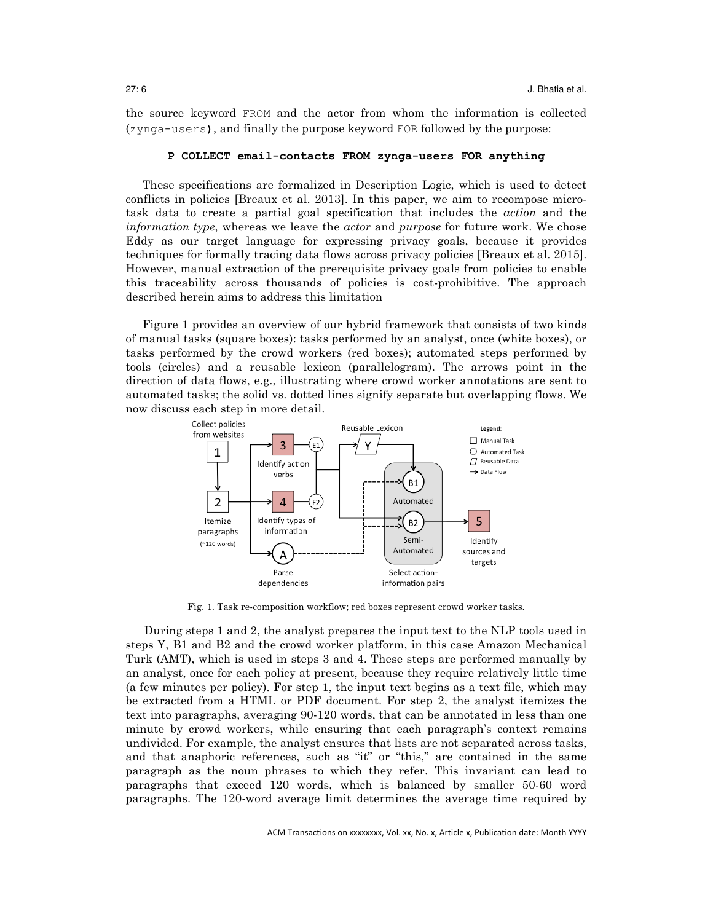the source keyword `FROM` and the actor from whom the information is collected (`zynga-users`), and finally the purpose keyword `FOR` followed by the purpose:

**`P COLLECT email-contacts FROM zynga-users FOR anything`**

These specifications are formalized in Description Logic, which is used to detect conflicts in policies [Breaux et al. 2013]. In this paper, we aim to recompose micro-task data to create a partial goal specification that includes the *action* and the *information type*, whereas we leave the *actor* and *purpose* for future work. We chose Eddy as our target language for expressing privacy goals, because it provides techniques for formally tracing data flows across privacy policies [Breaux et al. 2015]. However, manual extraction of the prerequisite privacy goals from policies to enable this traceability across thousands of policies is cost-prohibitive. The approach described herein aims to address this limitation

Figure 1 provides an overview of our hybrid framework that consists of two kinds of manual tasks (square boxes): tasks performed by an analyst, once (white boxes), or tasks performed by the crowd workers (red boxes); automated steps performed by tools (circles) and a reusable lexicon (parallelogram). The arrows point in the direction of data flows, e.g., illustrating where crowd worker annotations are sent to automated tasks; the solid vs. dotted lines signify separate but overlapping flows. We now discuss each step in more detail.

Fig. 1. Task re-composition workflow; red boxes represent crowd worker tasks.

During steps 1 and 2, the analyst prepares the input text to the NLP tools used in steps Y, B1 and B2 and the crowd worker platform, in this case Amazon Mechanical Turk (AMT), which is used in steps 3 and 4. These steps are performed manually by an analyst, once for each policy at present, because they require relatively little time (a few minutes per policy). For step 1, the input text begins as a text file, which may be extracted from a HTML or PDF document. For step 2, the analyst itemizes the text into paragraphs, averaging 90-120 words, that can be annotated in less than one minute by crowd workers, while ensuring that each paragraph's context remains undivided. For example, the analyst ensures that lists are not separated across tasks, and that anaphoric references, such as "it" or "this," are contained in the same paragraph as the noun phrases to which they refer. This invariant can lead to paragraphs that exceed 120 words, which is balanced by smaller 50-60 word paragraphs. The 120-word average limit determines the average time required by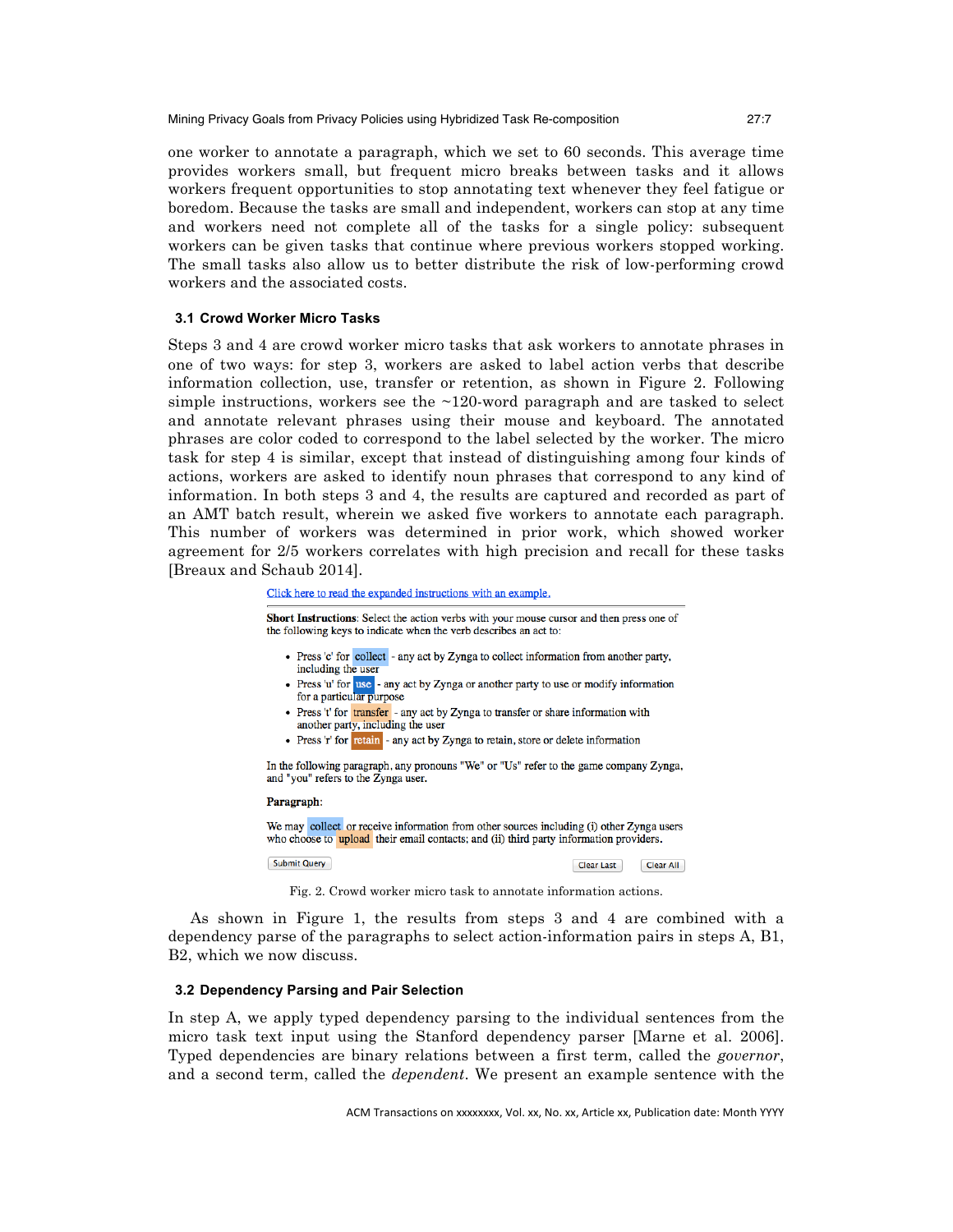one worker to annotate a paragraph, which we set to 60 seconds. This average time provides workers small, but frequent micro breaks between tasks and it allows workers frequent opportunities to stop annotating text whenever they feel fatigue or boredom. Because the tasks are small and independent, workers can stop at any time and workers need not complete all of the tasks for a single policy: subsequent workers can be given tasks that continue where previous workers stopped working. The small tasks also allow us to better distribute the risk of low-performing crowd workers and the associated costs.

### 3.1 Crowd Worker Micro Tasks

Steps 3 and 4 are crowd worker micro tasks that ask workers to annotate phrases in one of two ways: for step 3, workers are asked to label action verbs that describe information collection, use, transfer or retention, as shown in Figure 2. Following simple instructions, workers see the ~120-word paragraph and are tasked to select and annotate relevant phrases using their mouse and keyboard. The annotated phrases are color coded to correspond to the label selected by the worker. The micro task for step 4 is similar, except that instead of distinguishing among four kinds of actions, workers are asked to identify noun phrases that correspond to any kind of information. In both steps 3 and 4, the results are captured and recorded as part of an AMT batch result, wherein we asked five workers to annotate each paragraph. This number of workers was determined in prior work, which showed worker agreement for 2/5 workers correlates with high precision and recall for these tasks [Breaux and Schaub 2014].

Click here to read the expanded instructions with an example.

**Short Instructions**: Select the action verbs with your mouse cursor and then press one of the following keys to indicate when the verb describes an act to:

- Press 'c' for collect - any act by Zynga to collect information from another party, including the user
- Press 'u' for use - any act by Zynga or another party to use or modify information for a particular purpose
- Press 't' for transfer - any act by Zynga to transfer or share information with another party, including the user
- Press 'r' for retain - any act by Zynga to retain, store or delete information

In the following paragraph, any pronouns "We" or "Us" refer to the game company Zynga, and "you" refers to the Zynga user.

**Paragraph**:

We may collect or receive information from other sources including (i) other Zynga users who choose to upload their email contacts; and (ii) third party information providers.

Submit Query | Clear Last | Clear All

Fig. 2. Crowd worker micro task to annotate information actions.

As shown in Figure 1, the results from steps 3 and 4 are combined with a dependency parse of the paragraphs to select action-information pairs in steps A, B1, B2, which we now discuss.

### 3.2 Dependency Parsing and Pair Selection

In step A, we apply typed dependency parsing to the individual sentences from the micro task text input using the Stanford dependency parser [Marne et al. 2006]. Typed dependencies are binary relations between a first term, called the *governor*, and a second term, called the *dependent*. We present an example sentence with the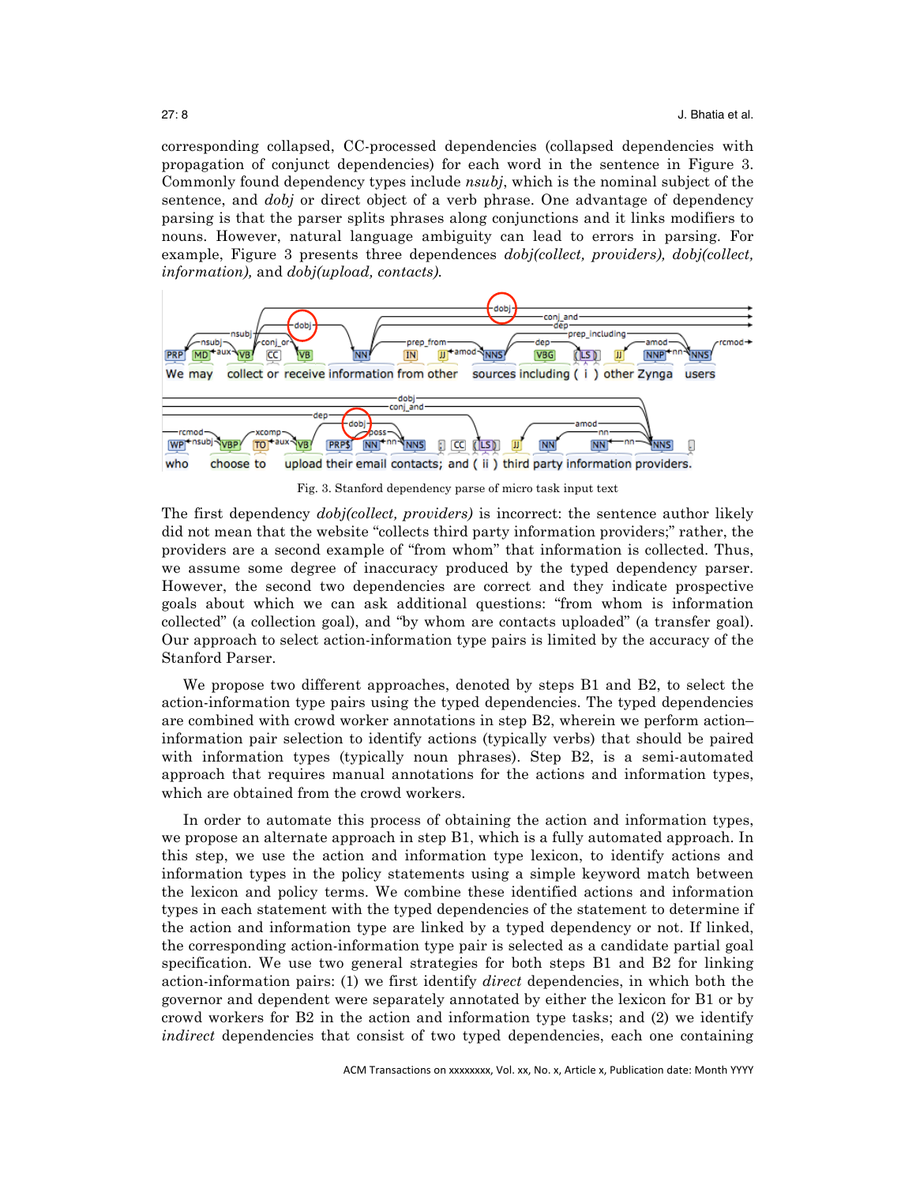corresponding collapsed, CC-processed dependencies (collapsed dependencies with propagation of conjunct dependencies) for each word in the sentence in Figure 3. Commonly found dependency types include *nsubj*, which is the nominal subject of the sentence, and *dobj* or direct object of a verb phrase. One advantage of dependency parsing is that the parser splits phrases along conjunctions and it links modifiers to nouns. However, natural language ambiguity can lead to errors in parsing. For example, Figure 3 presents three dependences *dobj(collect, providers), dobj(collect, information),* and *dobj(upload, contacts).*

Fig. 3. Stanford dependency parse of micro task input text

The first dependency *dobj(collect, providers)* is incorrect: the sentence author likely did not mean that the website "collects third party information providers;" rather, the providers are a second example of "from whom" that information is collected. Thus, we assume some degree of inaccuracy produced by the typed dependency parser. However, the second two dependencies are correct and they indicate prospective goals about which we can ask additional questions: "from whom is information collected" (a collection goal), and "by whom are contacts uploaded" (a transfer goal). Our approach to select action-information type pairs is limited by the accuracy of the Stanford Parser.

We propose two different approaches, denoted by steps B1 and B2, to select the action-information type pairs using the typed dependencies. The typed dependencies are combined with crowd worker annotations in step B2, wherein we perform action–information pair selection to identify actions (typically verbs) that should be paired with information types (typically noun phrases). Step B2, is a semi-automated approach that requires manual annotations for the actions and information types, which are obtained from the crowd workers.

In order to automate this process of obtaining the action and information types, we propose an alternate approach in step B1, which is a fully automated approach. In this step, we use the action and information type lexicon, to identify actions and information types in the policy statements using a simple keyword match between the lexicon and policy terms. We combine these identified actions and information types in each statement with the typed dependencies of the statement to determine if the action and information type are linked by a typed dependency or not. If linked, the corresponding action-information type pair is selected as a candidate partial goal specification. We use two general strategies for both steps B1 and B2 for linking action-information pairs: (1) we first identify *direct* dependencies, in which both the governor and dependent were separately annotated by either the lexicon for B1 or by crowd workers for B2 in the action and information type tasks; and (2) we identify *indirect* dependencies that consist of two typed dependencies, each one containing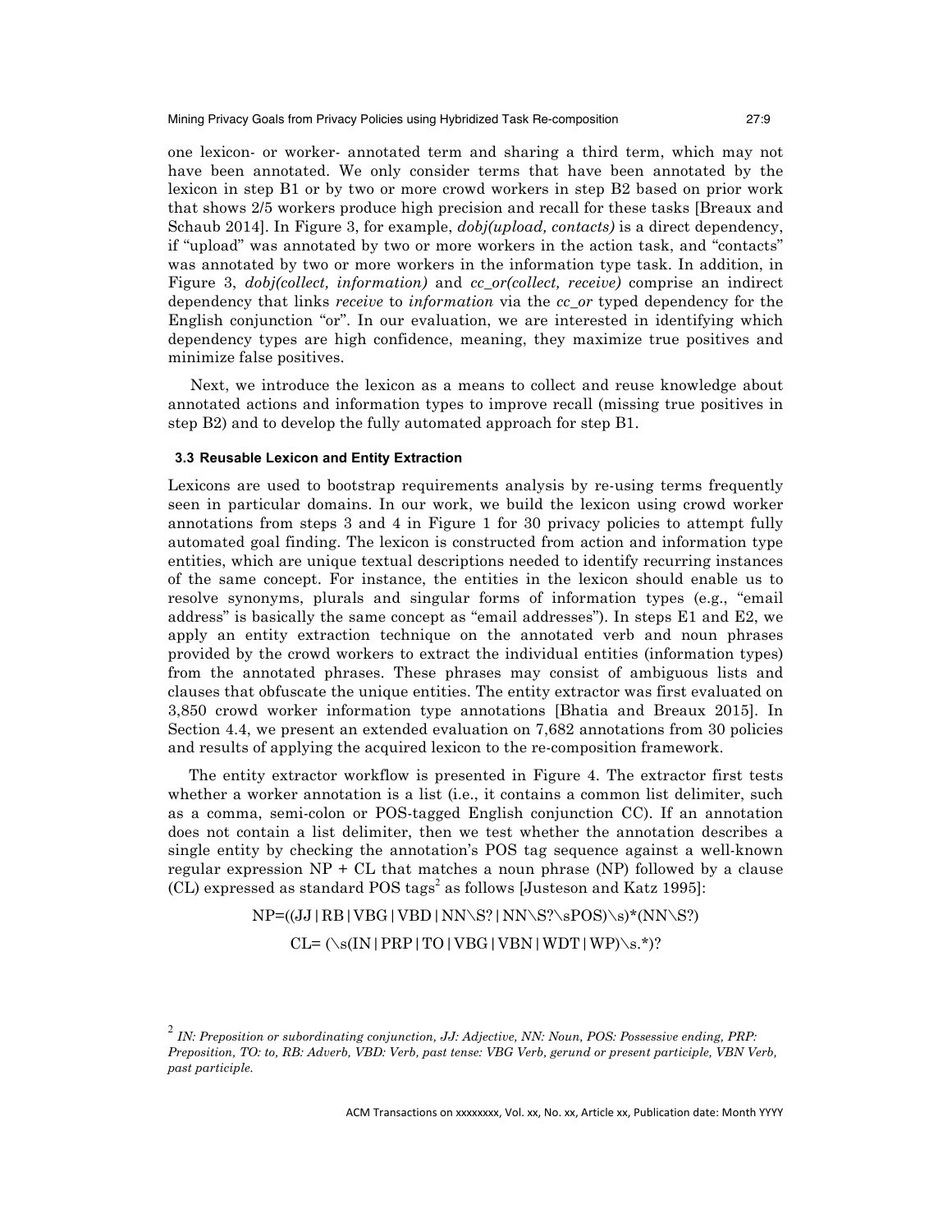one lexicon- or worker- annotated term and sharing a third term, which may not have been annotated. We only consider terms that have been annotated by the lexicon in step B1 or by two or more crowd workers in step B2 based on prior work that shows 2/5 workers produce high precision and recall for these tasks [Breaux and Schaub 2014]. In Figure 3, for example, *dobj(upload, contacts)* is a direct dependency, if "upload" was annotated by two or more workers in the action task, and "contacts" was annotated by two or more workers in the information type task. In addition, in Figure 3, *dobj(collect, information)* and *cc_or(collect, receive)* comprise an indirect dependency that links *receive* to *information* via the *cc_or* typed dependency for the English conjunction "or". In our evaluation, we are interested in identifying which dependency types are high confidence, meaning, they maximize true positives and minimize false positives.

Next, we introduce the lexicon as a means to collect and reuse knowledge about annotated actions and information types to improve recall (missing true positives in step B2) and to develop the fully automated approach for step B1.

### 3.3 Reusable Lexicon and Entity Extraction

Lexicons are used to bootstrap requirements analysis by re-using terms frequently seen in particular domains. In our work, we build the lexicon using crowd worker annotations from steps 3 and 4 in Figure 1 for 30 privacy policies to attempt fully automated goal finding. The lexicon is constructed from action and information type entities, which are unique textual descriptions needed to identify recurring instances of the same concept. For instance, the entities in the lexicon should enable us to resolve synonyms, plurals and singular forms of information types (e.g., "email address" is basically the same concept as "email addresses"). In steps E1 and E2, we apply an entity extraction technique on the annotated verb and noun phrases provided by the crowd workers to extract the individual entities (information types) from the annotated phrases. These phrases may consist of ambiguous lists and clauses that obfuscate the unique entities. The entity extractor was first evaluated on 3,850 crowd worker information type annotations [Bhatia and Breaux 2015]. In Section 4.4, we present an extended evaluation on 7,682 annotations from 30 policies and results of applying the acquired lexicon to the re-composition framework.

The entity extractor workflow is presented in Figure 4. The extractor first tests whether a worker annotation is a list (i.e., it contains a common list delimiter, such as a comma, semi-colon or POS-tagged English conjunction CC). If an annotation does not contain a list delimiter, then we test whether the annotation describes a single entity by checking the annotation's POS tag sequence against a well-known regular expression NP + CL that matches a noun phrase (NP) followed by a clause (CL) expressed as standard POS tags[2] as follows [Justeson and Katz 1995]:

NP=((JJ|RB|VBG|VBD|NN\S?|NN\S?\sPOS)\s)*(NN\S?)

CL= (\s(IN|PRP|TO|VBG|VBN|WDT|WP)\s.*)?

[2] *IN: Preposition or subordinating conjunction, JJ: Adjective, NN: Noun, POS: Possessive ending, PRP: Preposition, TO: to, RB: Adverb, VBD: Verb, past tense: VBG Verb, gerund or present participle, VBN Verb, past participle.*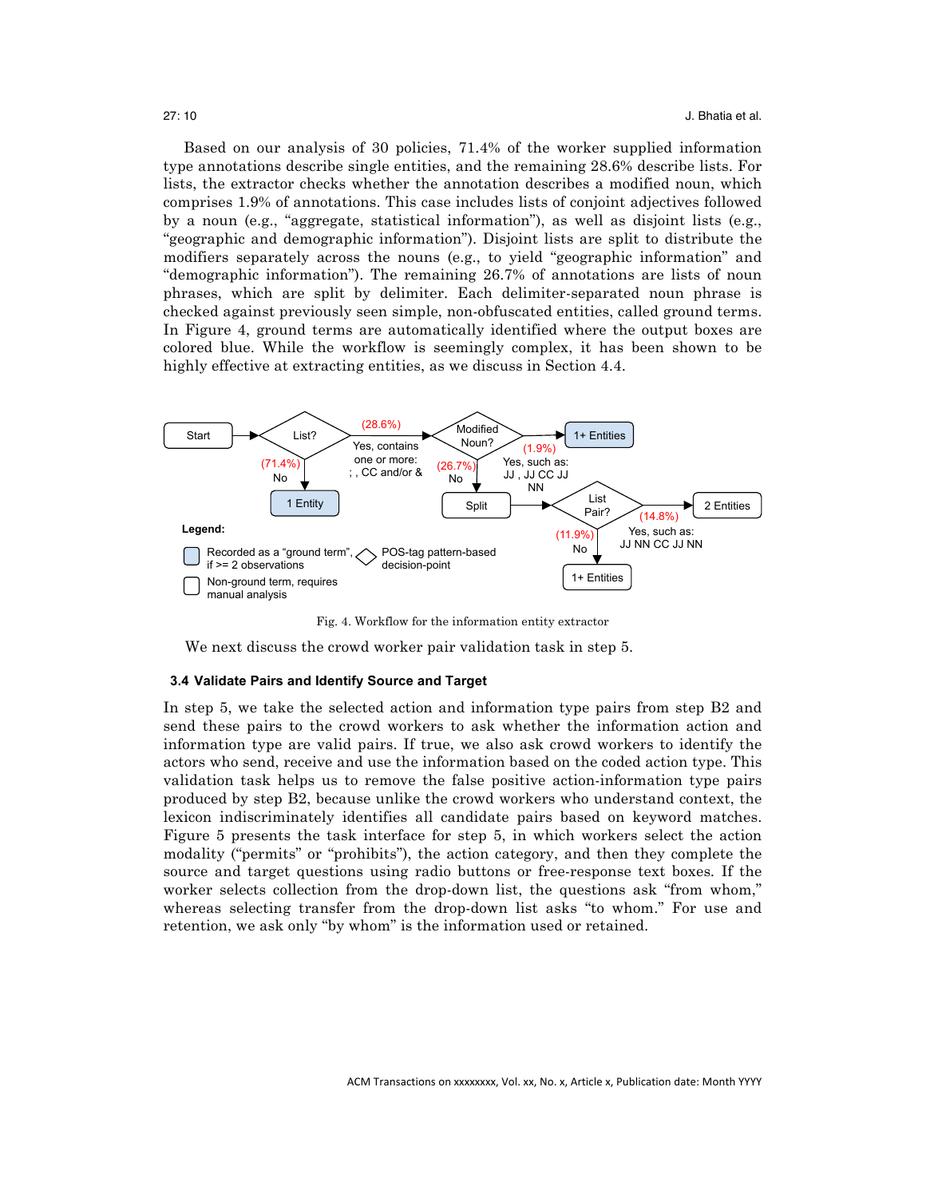Based on our analysis of 30 policies, 71.4% of the worker supplied information type annotations describe single entities, and the remaining 28.6% describe lists. For lists, the extractor checks whether the annotation describes a modified noun, which comprises 1.9% of annotations. This case includes lists of conjoint adjectives followed by a noun (e.g., "aggregate, statistical information"), as well as disjoint lists (e.g., "geographic and demographic information"). Disjoint lists are split to distribute the modifiers separately across the nouns (e.g., to yield "geographic information" and "demographic information"). The remaining 26.7% of annotations are lists of noun phrases, which are split by delimiter. Each delimiter-separated noun phrase is checked against previously seen simple, non-obfuscated entities, called ground terms. In Figure 4, ground terms are automatically identified where the output boxes are colored blue. While the workflow is seemingly complex, it has been shown to be highly effective at extracting entities, as we discuss in Section 4.4.

Fig. 4. Workflow for the information entity extractor

We next discuss the crowd worker pair validation task in step 5.

### 3.4 Validate Pairs and Identify Source and Target

In step 5, we take the selected action and information type pairs from step B2 and send these pairs to the crowd workers to ask whether the information action and information type are valid pairs. If true, we also ask crowd workers to identify the actors who send, receive and use the information based on the coded action type. This validation task helps us to remove the false positive action-information type pairs produced by step B2, because unlike the crowd workers who understand context, the lexicon indiscriminately identifies all candidate pairs based on keyword matches. Figure 5 presents the task interface for step 5, in which workers select the action modality ("permits" or "prohibits"), the action category, and then they complete the source and target questions using radio buttons or free-response text boxes. If the worker selects collection from the drop-down list, the questions ask "from whom," whereas selecting transfer from the drop-down list asks "to whom." For use and retention, we ask only "by whom" is the information used or retained.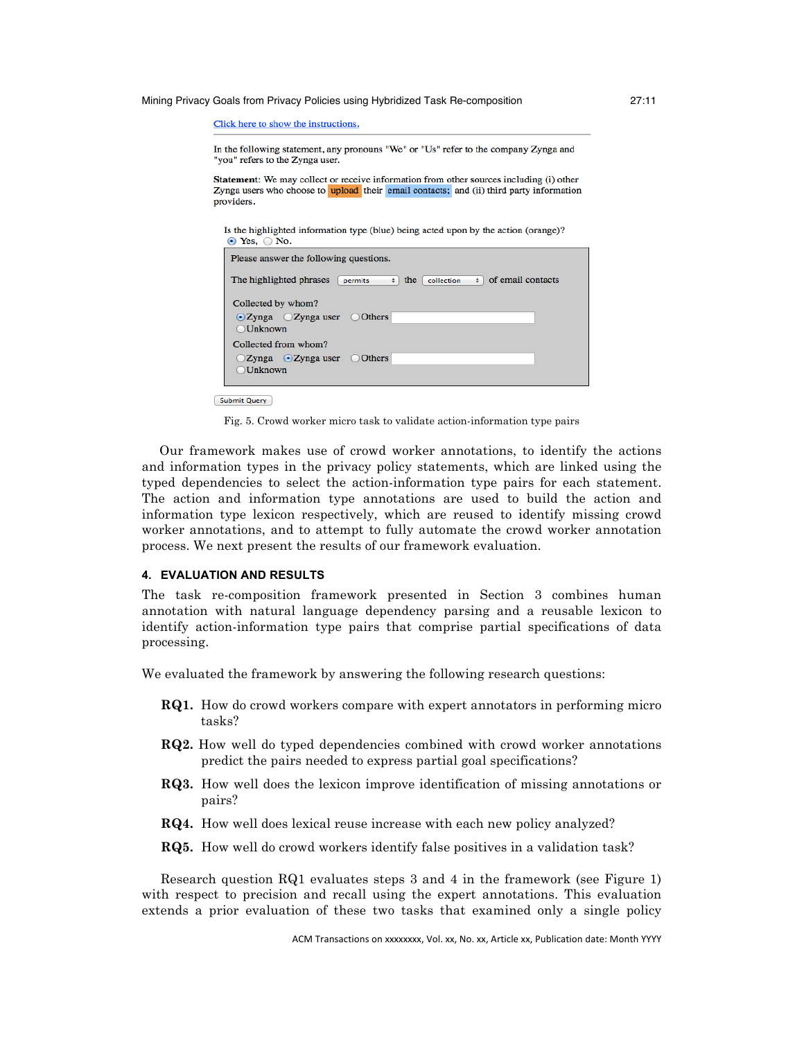Click here to show the instructions.

In the following statement, any pronouns "We" or "Us" refer to the company Zynga and "you" refers to the Zynga user.

**Statement**: We may collect or receive information from other sources including (i) other Zynga users who choose to upload their email contacts; and (ii) third party information providers.

Is the highlighted information type (blue) being acted upon by the action (orange)?
◉ Yes, ○ No.

Please answer the following questions.

The highlighted phrases [permits] the [collection] of email contacts

Collected by whom?
◉ Zynga ○ Zynga user ○ Others ○ Unknown

Collected from whom?
○ Zynga ◉ Zynga user ○ Others ○ Unknown

Submit Query

Fig. 5. Crowd worker micro task to validate action-information type pairs

Our framework makes use of crowd worker annotations, to identify the actions and information types in the privacy policy statements, which are linked using the typed dependencies to select the action-information type pairs for each statement. The action and information type annotations are used to build the action and information type lexicon respectively, which are reused to identify missing crowd worker annotations, and to attempt to fully automate the crowd worker annotation process. We next present the results of our framework evaluation.

## 4. EVALUATION AND RESULTS

The task re-composition framework presented in Section 3 combines human annotation with natural language dependency parsing and a reusable lexicon to identify action-information type pairs that comprise partial specifications of data processing.

We evaluated the framework by answering the following research questions:

- **RQ1.** How do crowd workers compare with expert annotators in performing micro tasks?
- **RQ2.** How well do typed dependencies combined with crowd worker annotations predict the pairs needed to express partial goal specifications?
- **RQ3.** How well does the lexicon improve identification of missing annotations or pairs?
- **RQ4.** How well does lexical reuse increase with each new policy analyzed?
- **RQ5.** How well do crowd workers identify false positives in a validation task?

Research question RQ1 evaluates steps 3 and 4 in the framework (see Figure 1) with respect to precision and recall using the expert annotations. This evaluation extends a prior evaluation of these two tasks that examined only a single policy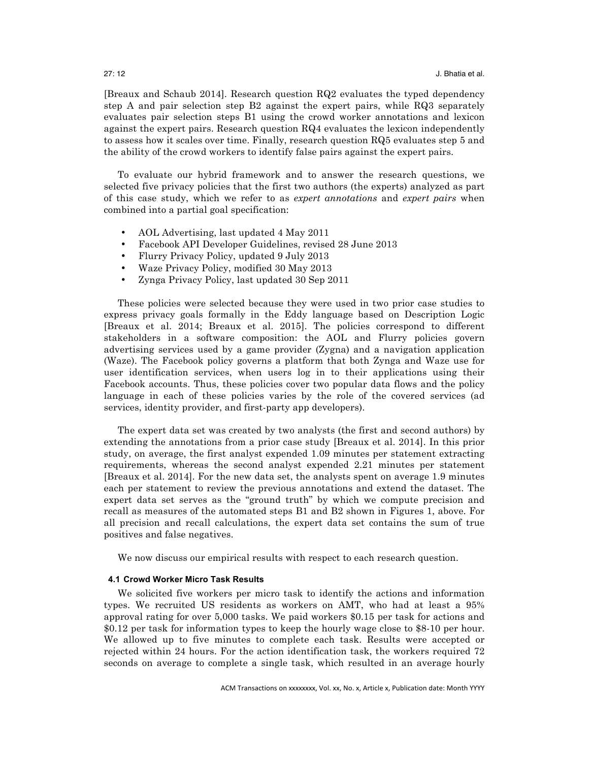[Breaux and Schaub 2014]. Research question RQ2 evaluates the typed dependency step A and pair selection step B2 against the expert pairs, while RQ3 separately evaluates pair selection steps B1 using the crowd worker annotations and lexicon against the expert pairs. Research question RQ4 evaluates the lexicon independently to assess how it scales over time. Finally, research question RQ5 evaluates step 5 and the ability of the crowd workers to identify false pairs against the expert pairs.

To evaluate our hybrid framework and to answer the research questions, we selected five privacy policies that the first two authors (the experts) analyzed as part of this case study, which we refer to as *expert annotations* and *expert pairs* when combined into a partial goal specification:

- AOL Advertising, last updated 4 May 2011
- Facebook API Developer Guidelines, revised 28 June 2013
- Flurry Privacy Policy, updated 9 July 2013
- Waze Privacy Policy, modified 30 May 2013
- Zynga Privacy Policy, last updated 30 Sep 2011

These policies were selected because they were used in two prior case studies to express privacy goals formally in the Eddy language based on Description Logic [Breaux et al. 2014; Breaux et al. 2015]. The policies correspond to different stakeholders in a software composition: the AOL and Flurry policies govern advertising services used by a game provider (Zygna) and a navigation application (Waze). The Facebook policy governs a platform that both Zynga and Waze use for user identification services, when users log in to their applications using their Facebook accounts. Thus, these policies cover two popular data flows and the policy language in each of these policies varies by the role of the covered services (ad services, identity provider, and first-party app developers).

The expert data set was created by two analysts (the first and second authors) by extending the annotations from a prior case study [Breaux et al. 2014]. In this prior study, on average, the first analyst expended 1.09 minutes per statement extracting requirements, whereas the second analyst expended 2.21 minutes per statement [Breaux et al. 2014]. For the new data set, the analysts spent on average 1.9 minutes each per statement to review the previous annotations and extend the dataset. The expert data set serves as the "ground truth" by which we compute precision and recall as measures of the automated steps B1 and B2 shown in Figures 1, above. For all precision and recall calculations, the expert data set contains the sum of true positives and false negatives.

We now discuss our empirical results with respect to each research question.

### 4.1 Crowd Worker Micro Task Results

We solicited five workers per micro task to identify the actions and information types. We recruited US residents as workers on AMT, who had at least a 95% approval rating for over 5,000 tasks. We paid workers $0.15 per task for actions and $0.12 per task for information types to keep the hourly wage close to $8-10 per hour. We allowed up to five minutes to complete each task. Results were accepted or rejected within 24 hours. For the action identification task, the workers required 72 seconds on average to complete a single task, which resulted in an average hourly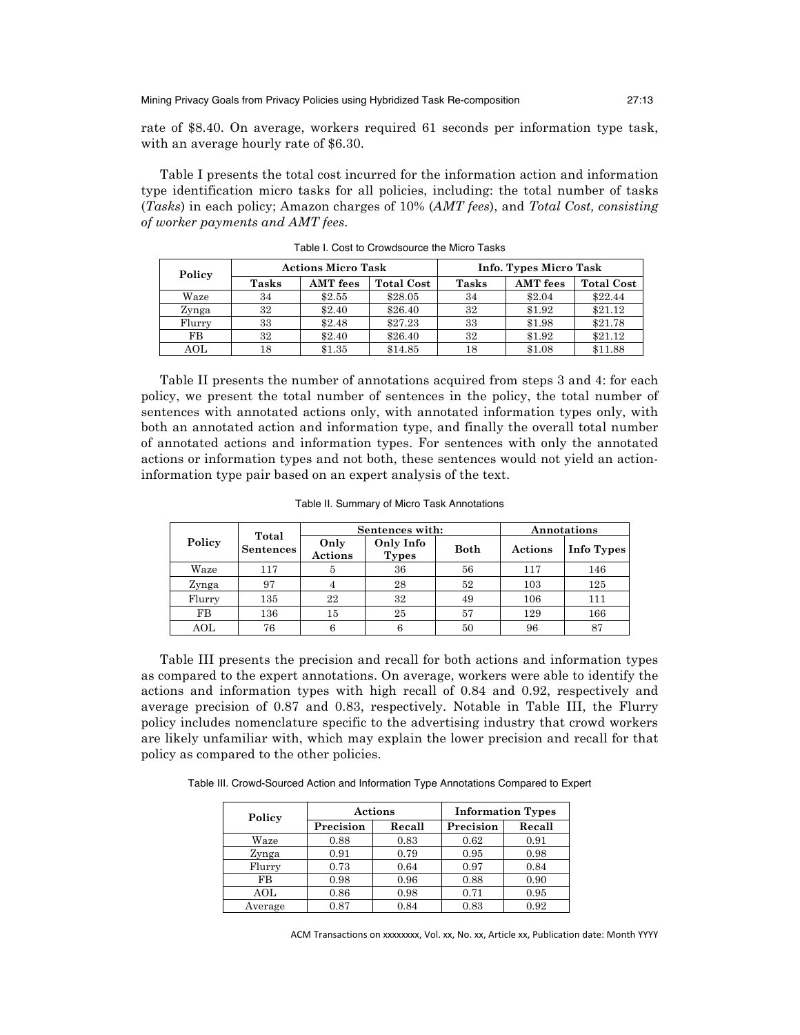rate of $8.40. On average, workers required 61 seconds per information type task, with an average hourly rate of $6.30.

Table I presents the total cost incurred for the information action and information type identification micro tasks for all policies, including: the total number of tasks (*Tasks*) in each policy; Amazon charges of 10% (*AMT fees*), and *Total Cost, consisting of worker payments and AMT fees*.

Table I. Cost to Crowdsource the Micro Tasks

| Policy | Actions Micro Task | | | Info. Types Micro Task | | |
|---|---|---|---|---|---|---|
| | Tasks | AMT fees | Total Cost | Tasks | AMT fees | Total Cost |
| Waze | 34 | $2.55 | $28.05 | 34 | $2.04 | $22.44 |
| Zynga | 32 | $2.40 | $26.40 | 32 | $1.92 | $21.12 |
| Flurry | 33 | $2.48 | $27.23 | 33 | $1.98 | $21.78 |
| FB | 32 | $2.40 | $26.40 | 32 | $1.92 | $21.12 |
| AOL | 18 | $1.35 | $14.85 | 18 | $1.08 | $11.88 |

Table II presents the number of annotations acquired from steps 3 and 4: for each policy, we present the total number of sentences in the policy, the total number of sentences with annotated actions only, with annotated information types only, with both an annotated action and information type, and finally the overall total number of annotated actions and information types. For sentences with only the annotated actions or information types and not both, these sentences would not yield an action-information type pair based on an expert analysis of the text.

Table II. Summary of Micro Task Annotations

| Policy | Total Sentences | Sentences with: | | | Annotations | |
|---|---|---|---|---|---|---|
| | | Only Actions | Only Info Types | Both | Actions | Info Types |
| Waze | 117 | 5 | 36 | 56 | 117 | 146 |
| Zynga | 97 | 4 | 28 | 52 | 103 | 125 |
| Flurry | 135 | 22 | 32 | 49 | 106 | 111 |
| FB | 136 | 15 | 25 | 57 | 129 | 166 |
| AOL | 76 | 6 | 6 | 50 | 96 | 87 |

Table III presents the precision and recall for both actions and information types as compared to the expert annotations. On average, workers were able to identify the actions and information types with high recall of 0.84 and 0.92, respectively and average precision of 0.87 and 0.83, respectively. Notable in Table III, the Flurry policy includes nomenclature specific to the advertising industry that crowd workers are likely unfamiliar with, which may explain the lower precision and recall for that policy as compared to the other policies.

Table III. Crowd-Sourced Action and Information Type Annotations Compared to Expert

| Policy | Actions | | Information Types | |
|---|---|---|---|---|
| | Precision | Recall | Precision | Recall |
| Waze | 0.88 | 0.83 | 0.62 | 0.91 |
| Zynga | 0.91 | 0.79 | 0.95 | 0.98 |
| Flurry | 0.73 | 0.64 | 0.97 | 0.84 |
| FB | 0.98 | 0.96 | 0.88 | 0.90 |
| AOL | 0.86 | 0.98 | 0.71 | 0.95 |
| Average | 0.87 | 0.84 | 0.83 | 0.92 |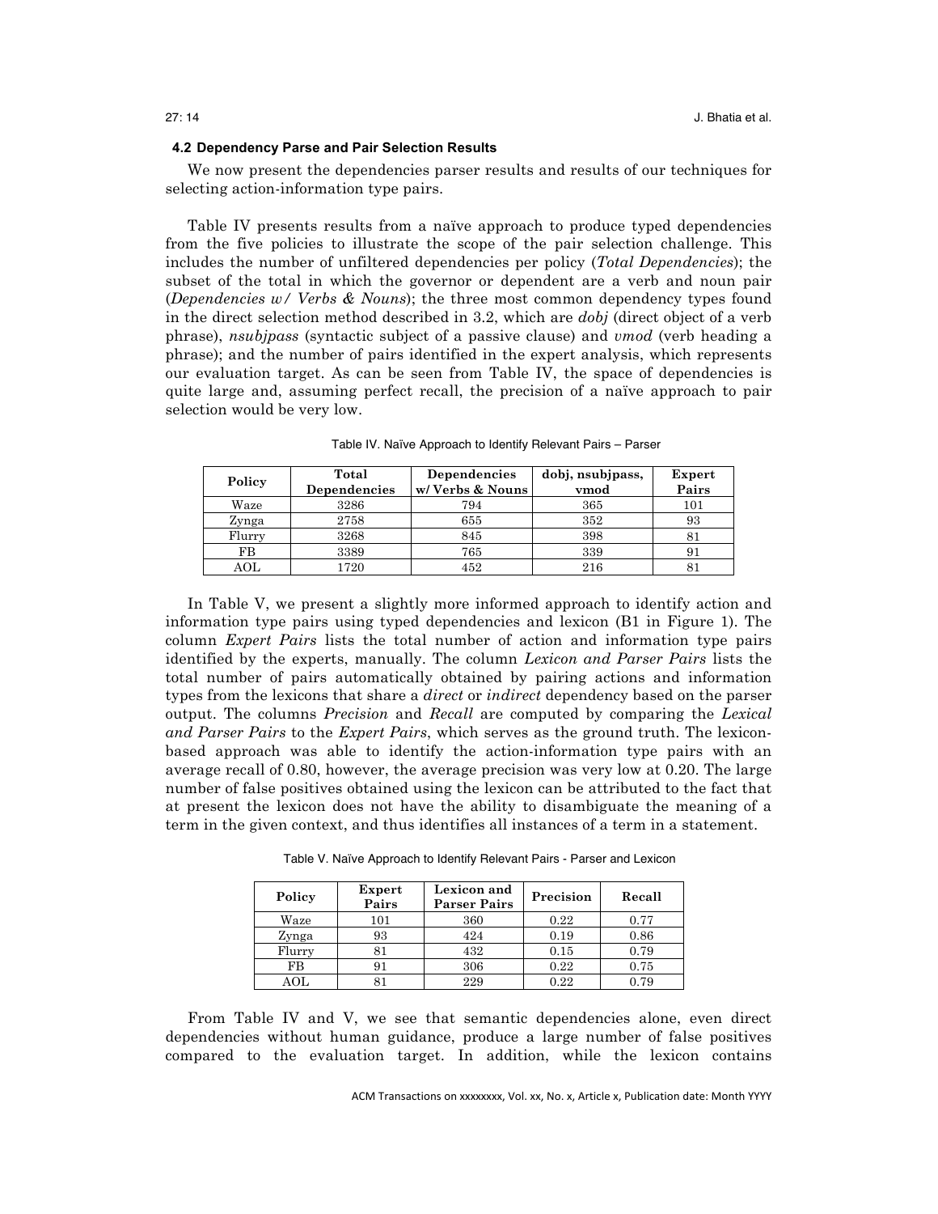### 4.2 Dependency Parse and Pair Selection Results

We now present the dependencies parser results and results of our techniques for selecting action-information type pairs.

Table IV presents results from a naïve approach to produce typed dependencies from the five policies to illustrate the scope of the pair selection challenge. This includes the number of unfiltered dependencies per policy (*Total Dependencies*); the subset of the total in which the governor or dependent are a verb and noun pair (*Dependencies w/ Verbs & Nouns*); the three most common dependency types found in the direct selection method described in 3.2, which are *dobj* (direct object of a verb phrase), *nsubjpass* (syntactic subject of a passive clause) and *vmod* (verb heading a phrase); and the number of pairs identified in the expert analysis, which represents our evaluation target. As can be seen from Table IV, the space of dependencies is quite large and, assuming perfect recall, the precision of a naïve approach to pair selection would be very low.

Table IV. Naïve Approach to Identify Relevant Pairs – Parser

| Policy | Total Dependencies | Dependencies w/ Verbs & Nouns | dobj, nsubjpass, vmod | Expert Pairs |
|---|---|---|---|---|
| Waze | 3286 | 794 | 365 | 101 |
| Zynga | 2758 | 655 | 352 | 93 |
| Flurry | 3268 | 845 | 398 | 81 |
| FB | 3389 | 765 | 339 | 91 |
| AOL | 1720 | 452 | 216 | 81 |

In Table V, we present a slightly more informed approach to identify action and information type pairs using typed dependencies and lexicon (B1 in Figure 1). The column *Expert Pairs* lists the total number of action and information type pairs identified by the experts, manually. The column *Lexicon and Parser Pairs* lists the total number of pairs automatically obtained by pairing actions and information types from the lexicons that share a *direct* or *indirect* dependency based on the parser output. The columns *Precision* and *Recall* are computed by comparing the *Lexical and Parser Pairs* to the *Expert Pairs*, which serves as the ground truth. The lexicon-based approach was able to identify the action-information type pairs with an average recall of 0.80, however, the average precision was very low at 0.20. The large number of false positives obtained using the lexicon can be attributed to the fact that at present the lexicon does not have the ability to disambiguate the meaning of a term in the given context, and thus identifies all instances of a term in a statement.

Table V. Naïve Approach to Identify Relevant Pairs - Parser and Lexicon

| Policy | Expert Pairs | Lexicon and Parser Pairs | Precision | Recall |
|---|---|---|---|---|
| Waze | 101 | 360 | 0.22 | 0.77 |
| Zynga | 93 | 424 | 0.19 | 0.86 |
| Flurry | 81 | 432 | 0.15 | 0.79 |
| FB | 91 | 306 | 0.22 | 0.75 |
| AOL | 81 | 229 | 0.22 | 0.79 |

From Table IV and V, we see that semantic dependencies alone, even direct dependencies without human guidance, produce a large number of false positives compared to the evaluation target. In addition, while the lexicon contains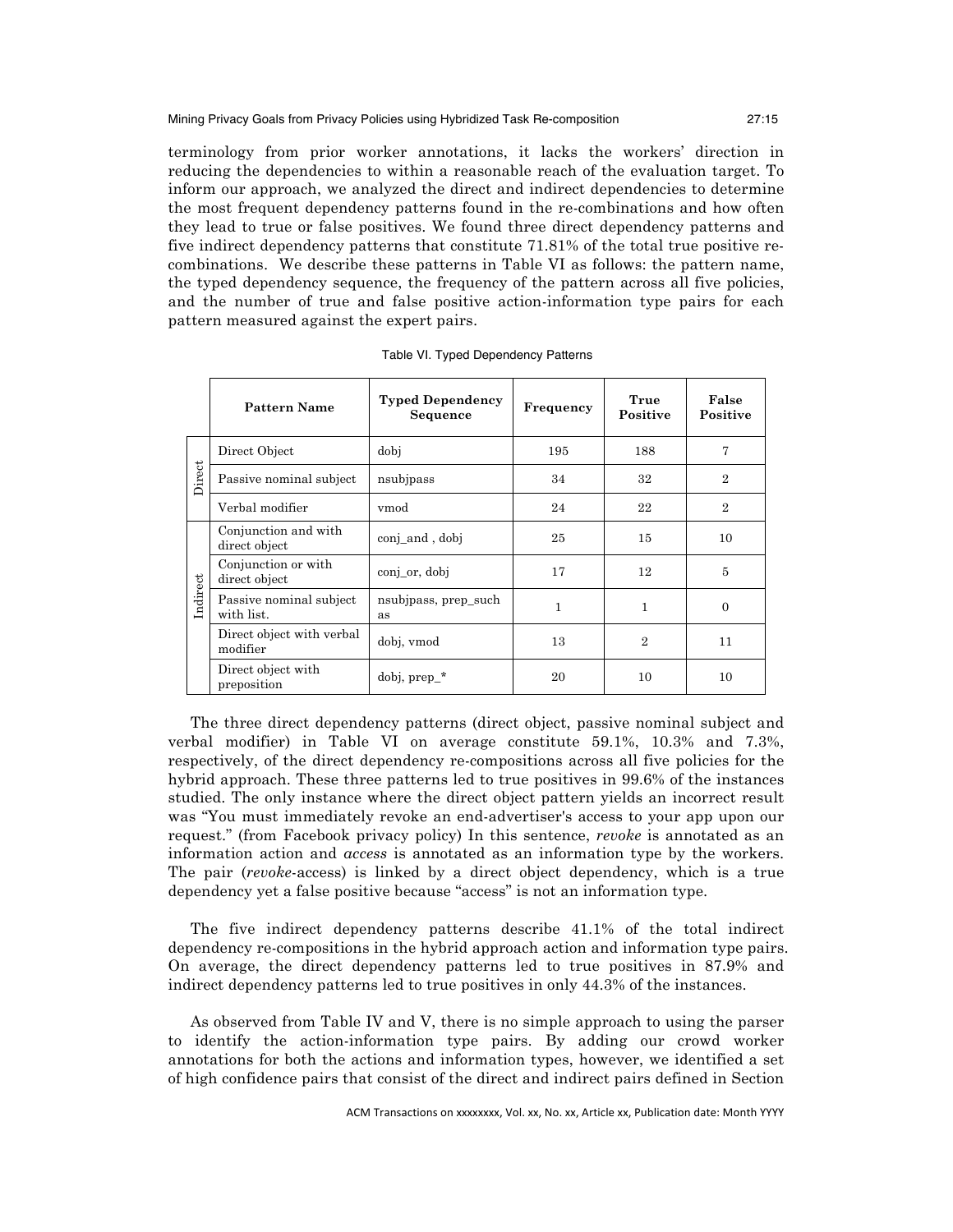terminology from prior worker annotations, it lacks the workers' direction in reducing the dependencies to within a reasonable reach of the evaluation target. To inform our approach, we analyzed the direct and indirect dependencies to determine the most frequent dependency patterns found in the re-combinations and how often they lead to true or false positives. We found three direct dependency patterns and five indirect dependency patterns that constitute 71.81% of the total true positive re-combinations. We describe these patterns in Table VI as follows: the pattern name, the typed dependency sequence, the frequency of the pattern across all five policies, and the number of true and false positive action-information type pairs for each pattern measured against the expert pairs.

Table VI. Typed Dependency Patterns

| | Pattern Name | Typed Dependency Sequence | Frequency | True Positive | False Positive |
|---|---|---|---|---|---|
| Direct | Direct Object | dobj | 195 | 188 | 7 |
| | Passive nominal subject | nsubjpass | 34 | 32 | 2 |
| | Verbal modifier | vmod | 24 | 22 | 2 |
| Indirect | Conjunction and with direct object | conj_and , dobj | 25 | 15 | 10 |
| | Conjunction or with direct object | conj_or, dobj | 17 | 12 | 5 |
| | Passive nominal subject with list. | nsubjpass, prep_such as | 1 | 1 | 0 |
| | Direct object with verbal modifier | dobj, vmod | 13 | 2 | 11 |
| | Direct object with preposition | dobj, prep_* | 20 | 10 | 10 |

The three direct dependency patterns (direct object, passive nominal subject and verbal modifier) in Table VI on average constitute 59.1%, 10.3% and 7.3%, respectively, of the direct dependency re-compositions across all five policies for the hybrid approach. These three patterns led to true positives in 99.6% of the instances studied. The only instance where the direct object pattern yields an incorrect result was "You must immediately revoke an end-advertiser's access to your app upon our request." (from Facebook privacy policy) In this sentence, *revoke* is annotated as an information action and *access* is annotated as an information type by the workers. The pair (*revoke*-access) is linked by a direct object dependency, which is a true dependency yet a false positive because "access" is not an information type.

The five indirect dependency patterns describe 41.1% of the total indirect dependency re-compositions in the hybrid approach action and information type pairs. On average, the direct dependency patterns led to true positives in 87.9% and indirect dependency patterns led to true positives in only 44.3% of the instances.

As observed from Table IV and V, there is no simple approach to using the parser to identify the action-information type pairs. By adding our crowd worker annotations for both the actions and information types, however, we identified a set of high confidence pairs that consist of the direct and indirect pairs defined in Section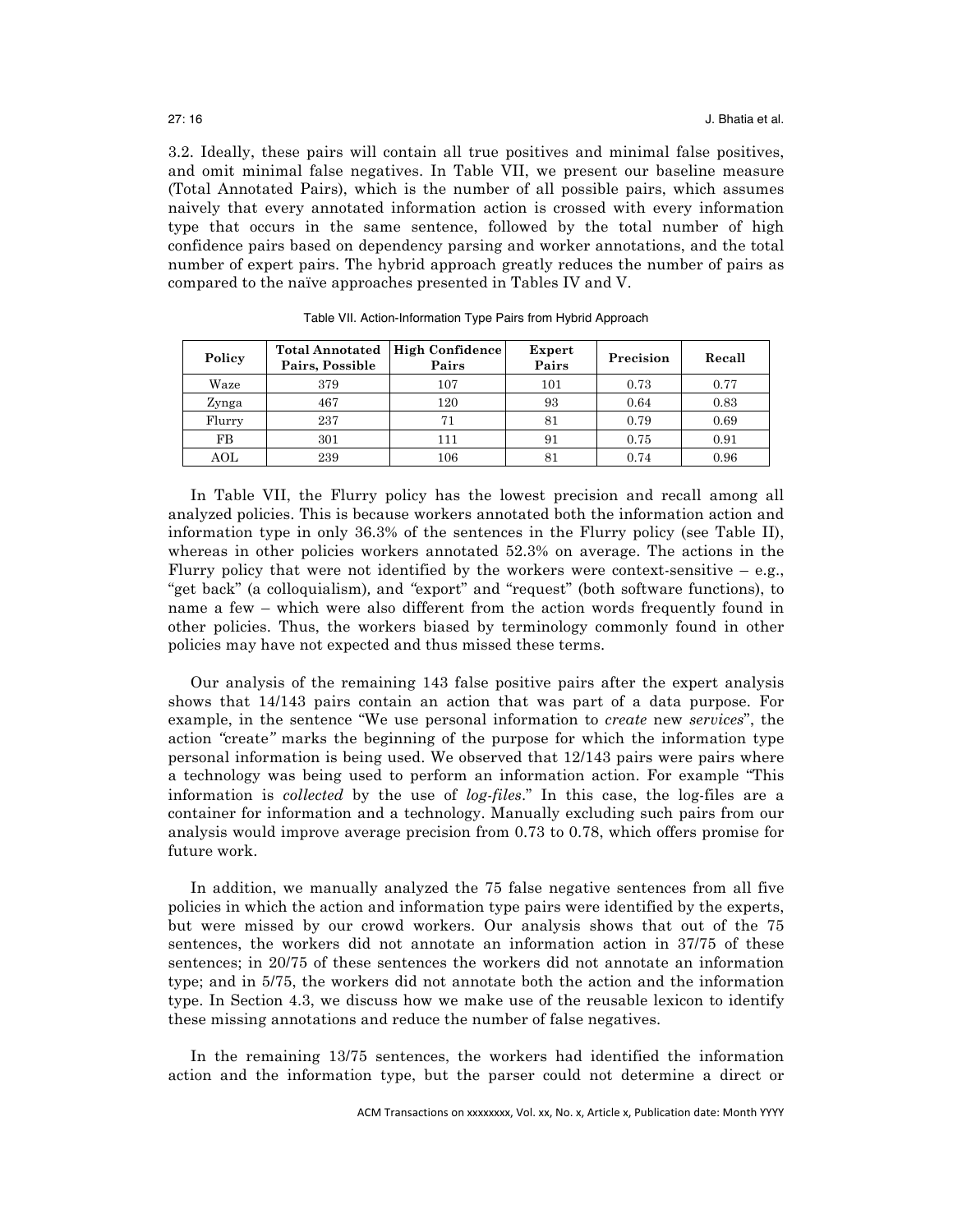3.2. Ideally, these pairs will contain all true positives and minimal false positives, and omit minimal false negatives. In Table VII, we present our baseline measure (Total Annotated Pairs), which is the number of all possible pairs, which assumes naively that every annotated information action is crossed with every information type that occurs in the same sentence, followed by the total number of high confidence pairs based on dependency parsing and worker annotations, and the total number of expert pairs. The hybrid approach greatly reduces the number of pairs as compared to the naïve approaches presented in Tables IV and V.

Table VII. Action-Information Type Pairs from Hybrid Approach

| Policy | Total Annotated Pairs, Possible | High Confidence Pairs | Expert Pairs | Precision | Recall |
|---|---|---|---|---|---|
| Waze | 379 | 107 | 101 | 0.73 | 0.77 |
| Zynga | 467 | 120 | 93 | 0.64 | 0.83 |
| Flurry | 237 | 71 | 81 | 0.79 | 0.69 |
| FB | 301 | 111 | 91 | 0.75 | 0.91 |
| AOL | 239 | 106 | 81 | 0.74 | 0.96 |

In Table VII, the Flurry policy has the lowest precision and recall among all analyzed policies. This is because workers annotated both the information action and information type in only 36.3% of the sentences in the Flurry policy (see Table II), whereas in other policies workers annotated 52.3% on average. The actions in the Flurry policy that were not identified by the workers were context-sensitive – e.g., "get back" (a colloquialism), and "export" and "request" (both software functions), to name a few – which were also different from the action words frequently found in other policies. Thus, the workers biased by terminology commonly found in other policies may have not expected and thus missed these terms.

Our analysis of the remaining 143 false positive pairs after the expert analysis shows that 14/143 pairs contain an action that was part of a data purpose. For example, in the sentence "We use personal information to *create* new *services*", the action "create" marks the beginning of the purpose for which the information type personal information is being used. We observed that 12/143 pairs were pairs where a technology was being used to perform an information action. For example "This information is *collected* by the use of *log-files*." In this case, the log-files are a container for information and a technology. Manually excluding such pairs from our analysis would improve average precision from 0.73 to 0.78, which offers promise for future work.

In addition, we manually analyzed the 75 false negative sentences from all five policies in which the action and information type pairs were identified by the experts, but were missed by our crowd workers. Our analysis shows that out of the 75 sentences, the workers did not annotate an information action in 37/75 of these sentences; in 20/75 of these sentences the workers did not annotate an information type; and in 5/75, the workers did not annotate both the action and the information type. In Section 4.3, we discuss how we make use of the reusable lexicon to identify these missing annotations and reduce the number of false negatives.

In the remaining 13/75 sentences, the workers had identified the information action and the information type, but the parser could not determine a direct or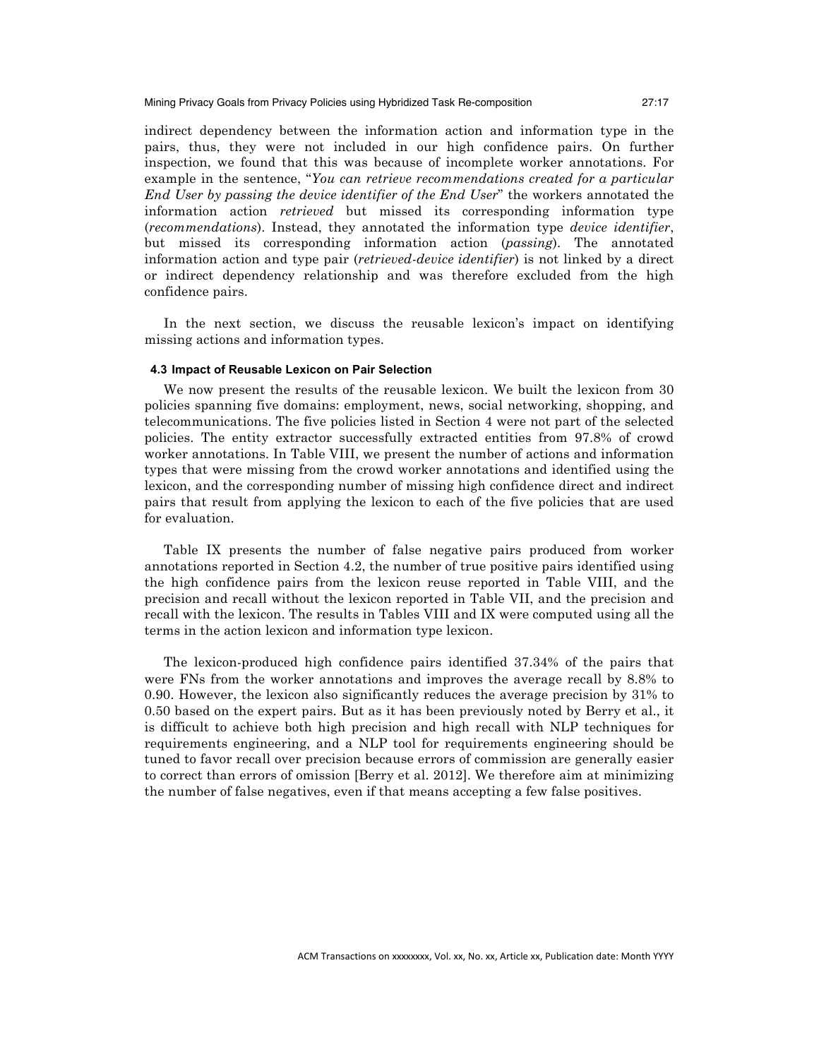indirect dependency between the information action and information type in the pairs, thus, they were not included in our high confidence pairs. On further inspection, we found that this was because of incomplete worker annotations. For example in the sentence, "*You can retrieve recommendations created for a particular End User by passing the device identifier of the End User*" the workers annotated the information action *retrieved* but missed its corresponding information type (*recommendations*). Instead, they annotated the information type *device identifier*, but missed its corresponding information action (*passing*). The annotated information action and type pair (*retrieved-device identifier*) is not linked by a direct or indirect dependency relationship and was therefore excluded from the high confidence pairs.

In the next section, we discuss the reusable lexicon's impact on identifying missing actions and information types.

### 4.3 Impact of Reusable Lexicon on Pair Selection

We now present the results of the reusable lexicon. We built the lexicon from 30 policies spanning five domains: employment, news, social networking, shopping, and telecommunications. The five policies listed in Section 4 were not part of the selected policies. The entity extractor successfully extracted entities from 97.8% of crowd worker annotations. In Table VIII, we present the number of actions and information types that were missing from the crowd worker annotations and identified using the lexicon, and the corresponding number of missing high confidence direct and indirect pairs that result from applying the lexicon to each of the five policies that are used for evaluation.

Table IX presents the number of false negative pairs produced from worker annotations reported in Section 4.2, the number of true positive pairs identified using the high confidence pairs from the lexicon reuse reported in Table VIII, and the precision and recall without the lexicon reported in Table VII, and the precision and recall with the lexicon. The results in Tables VIII and IX were computed using all the terms in the action lexicon and information type lexicon.

The lexicon-produced high confidence pairs identified 37.34% of the pairs that were FNs from the worker annotations and improves the average recall by 8.8% to 0.90. However, the lexicon also significantly reduces the average precision by 31% to 0.50 based on the expert pairs. But as it has been previously noted by Berry et al., it is difficult to achieve both high precision and high recall with NLP techniques for requirements engineering, and a NLP tool for requirements engineering should be tuned to favor recall over precision because errors of commission are generally easier to correct than errors of omission [Berry et al. 2012]. We therefore aim at minimizing the number of false negatives, even if that means accepting a few false positives.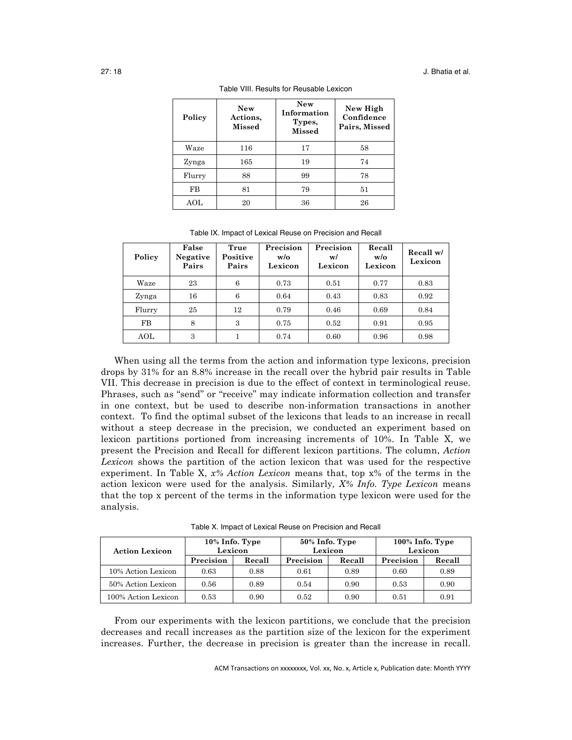Table VIII. Results for Reusable Lexicon

| Policy | New Actions, Missed | New Information Types, Missed | New High Confidence Pairs, Missed |
|---|---|---|---|
| Waze | 116 | 17 | 58 |
| Zynga | 165 | 19 | 74 |
| Flurry | 88 | 99 | 78 |
| FB | 81 | 79 | 51 |
| AOL | 20 | 36 | 26 |

Table IX. Impact of Lexical Reuse on Precision and Recall

| Policy | False Negative Pairs | True Positive Pairs | Precision w/o Lexicon | Precision w/ Lexicon | Recall w/o Lexicon | Recall w/ Lexicon |
|---|---|---|---|---|---|---|
| Waze | 23 | 6 | 0.73 | 0.51 | 0.77 | 0.83 |
| Zynga | 16 | 6 | 0.64 | 0.43 | 0.83 | 0.92 |
| Flurry | 25 | 12 | 0.79 | 0.46 | 0.69 | 0.84 |
| FB | 8 | 3 | 0.75 | 0.52 | 0.91 | 0.95 |
| AOL | 3 | 1 | 0.74 | 0.60 | 0.96 | 0.98 |

When using all the terms from the action and information type lexicons, precision drops by 31% for an 8.8% increase in the recall over the hybrid pair results in Table VII. This decrease in precision is due to the effect of context in terminological reuse. Phrases, such as "send" or "receive" may indicate information collection and transfer in one context, but be used to describe non-information transactions in another context. To find the optimal subset of the lexicons that leads to an increase in recall without a steep decrease in the precision, we conducted an experiment based on lexicon partitions portioned from increasing increments of 10%. In Table X, we present the Precision and Recall for different lexicon partitions. The column, *Action Lexicon* shows the partition of the action lexicon that was used for the respective experiment. In Table X, *x% Action Lexicon* means that, top x% of the terms in the action lexicon were used for the analysis. Similarly*, X% Info. Type Lexicon* means that the top x percent of the terms in the information type lexicon were used for the analysis.

Table X. Impact of Lexical Reuse on Precision and Recall

| Action Lexicon | 10% Info. Type Lexicon | | 50% Info. Type Lexicon | | 100% Info. Type Lexicon | |
|---|---|---|---|---|---|---|
| | Precision | Recall | Precision | Recall | Precision | Recall |
| 10% Action Lexicon | 0.63 | 0.88 | 0.61 | 0.89 | 0.60 | 0.89 |
| 50% Action Lexicon | 0.56 | 0.89 | 0.54 | 0.90 | 0.53 | 0.90 |
| 100% Action Lexicon | 0.53 | 0.90 | 0.52 | 0.90 | 0.51 | 0.91 |

From our experiments with the lexicon partitions, we conclude that the precision decreases and recall increases as the partition size of the lexicon for the experiment increases. Further, the decrease in precision is greater than the increase in recall.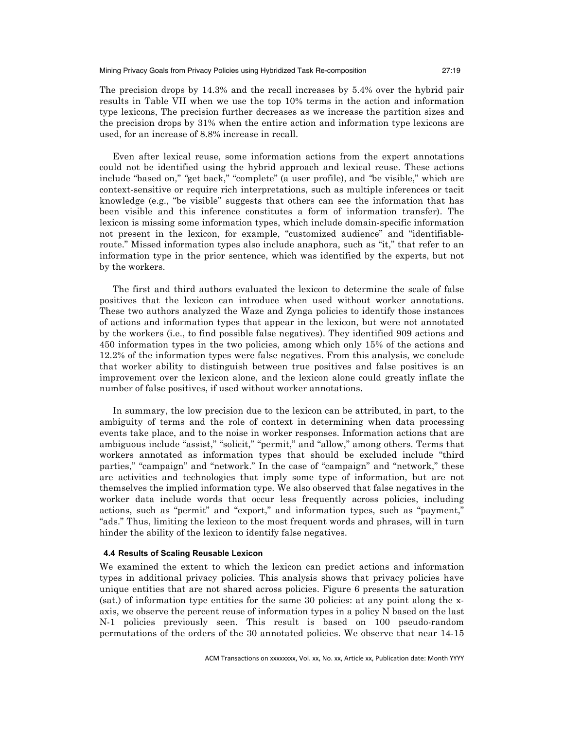The precision drops by 14.3% and the recall increases by 5.4% over the hybrid pair results in Table VII when we use the top 10% terms in the action and information type lexicons, The precision further decreases as we increase the partition sizes and the precision drops by 31% when the entire action and information type lexicons are used, for an increase of 8.8% increase in recall.

Even after lexical reuse, some information actions from the expert annotations could not be identified using the hybrid approach and lexical reuse. These actions include "based on," "get back," "complete" (a user profile), and "be visible," which are context-sensitive or require rich interpretations, such as multiple inferences or tacit knowledge (e.g., "be visible" suggests that others can see the information that has been visible and this inference constitutes a form of information transfer). The lexicon is missing some information types, which include domain-specific information not present in the lexicon, for example, "customized audience" and "identifiable-route." Missed information types also include anaphora, such as "it," that refer to an information type in the prior sentence, which was identified by the experts, but not by the workers.

The first and third authors evaluated the lexicon to determine the scale of false positives that the lexicon can introduce when used without worker annotations. These two authors analyzed the Waze and Zynga policies to identify those instances of actions and information types that appear in the lexicon, but were not annotated by the workers (i.e., to find possible false negatives). They identified 909 actions and 450 information types in the two policies, among which only 15% of the actions and 12.2% of the information types were false negatives. From this analysis, we conclude that worker ability to distinguish between true positives and false positives is an improvement over the lexicon alone, and the lexicon alone could greatly inflate the number of false positives, if used without worker annotations.

In summary, the low precision due to the lexicon can be attributed, in part, to the ambiguity of terms and the role of context in determining when data processing events take place, and to the noise in worker responses. Information actions that are ambiguous include "assist," "solicit," "permit," and "allow," among others. Terms that workers annotated as information types that should be excluded include "third parties," "campaign" and "network." In the case of "campaign" and "network," these are activities and technologies that imply some type of information, but are not themselves the implied information type. We also observed that false negatives in the worker data include words that occur less frequently across policies, including actions, such as "permit" and "export," and information types, such as "payment," "ads." Thus, limiting the lexicon to the most frequent words and phrases, will in turn hinder the ability of the lexicon to identify false negatives.

### 4.4 Results of Scaling Reusable Lexicon

We examined the extent to which the lexicon can predict actions and information types in additional privacy policies. This analysis shows that privacy policies have unique entities that are not shared across policies. Figure 6 presents the saturation (sat.) of information type entities for the same 30 policies: at any point along the x-axis, we observe the percent reuse of information types in a policy N based on the last N-1 policies previously seen. This result is based on 100 pseudo-random permutations of the orders of the 30 annotated policies. We observe that near 14-15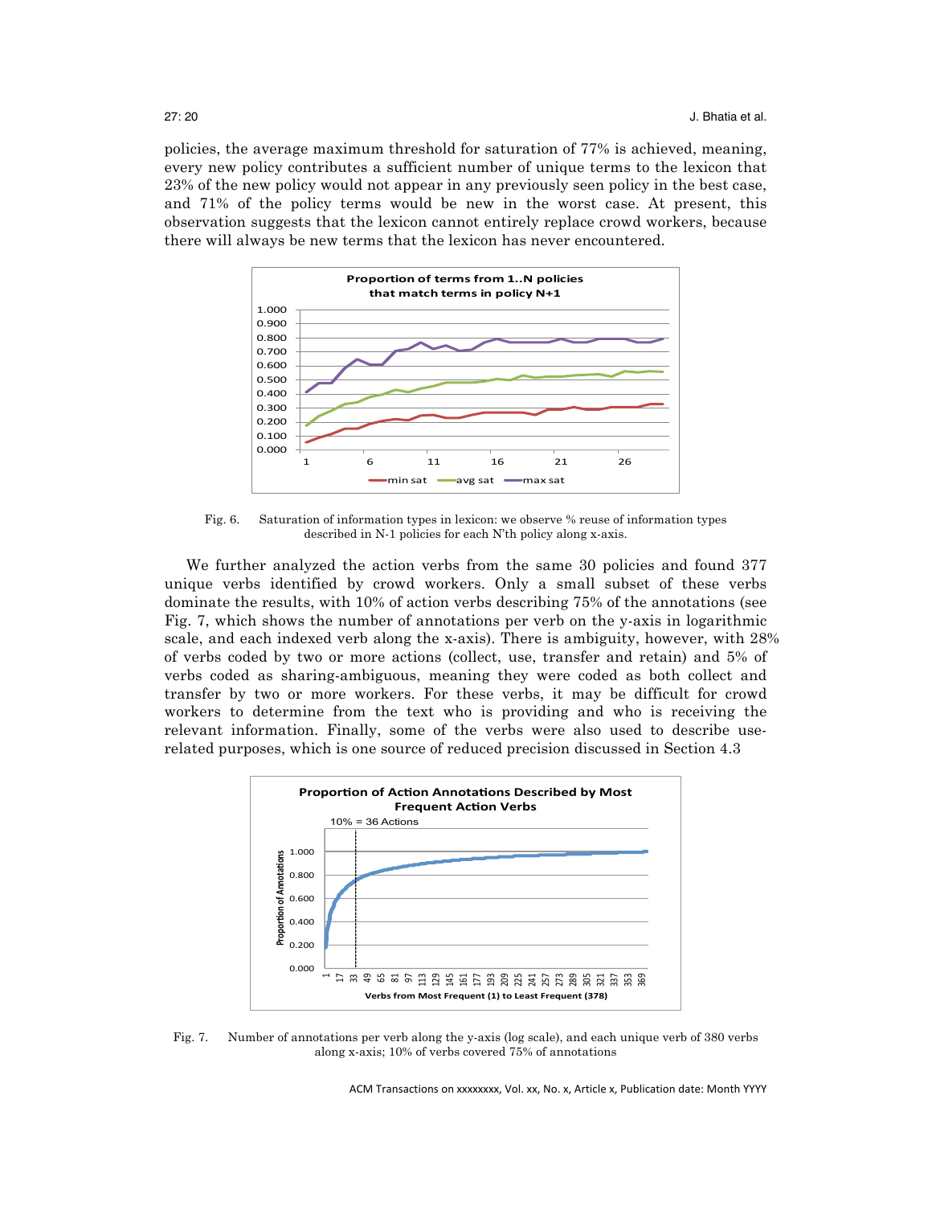policies, the average maximum threshold for saturation of 77% is achieved, meaning, every new policy contributes a sufficient number of unique terms to the lexicon that 23% of the new policy would not appear in any previously seen policy in the best case, and 71% of the policy terms would be new in the worst case. At present, this observation suggests that the lexicon cannot entirely replace crowd workers, because there will always be new terms that the lexicon has never encountered.

Fig. 6. Saturation of information types in lexicon: we observe % reuse of information types described in N-1 policies for each N'th policy along x-axis.

We further analyzed the action verbs from the same 30 policies and found 377 unique verbs identified by crowd workers. Only a small subset of these verbs dominate the results, with 10% of action verbs describing 75% of the annotations (see Fig. 7, which shows the number of annotations per verb on the y-axis in logarithmic scale, and each indexed verb along the x-axis). There is ambiguity, however, with 28% of verbs coded by two or more actions (collect, use, transfer and retain) and 5% of verbs coded as sharing-ambiguous, meaning they were coded as both collect and transfer by two or more workers. For these verbs, it may be difficult for crowd workers to determine from the text who is providing and who is receiving the relevant information. Finally, some of the verbs were also used to describe use-related purposes, which is one source of reduced precision discussed in Section 4.3

Fig. 7. Number of annotations per verb along the y-axis (log scale), and each unique verb of 380 verbs along x-axis; 10% of verbs covered 75% of annotations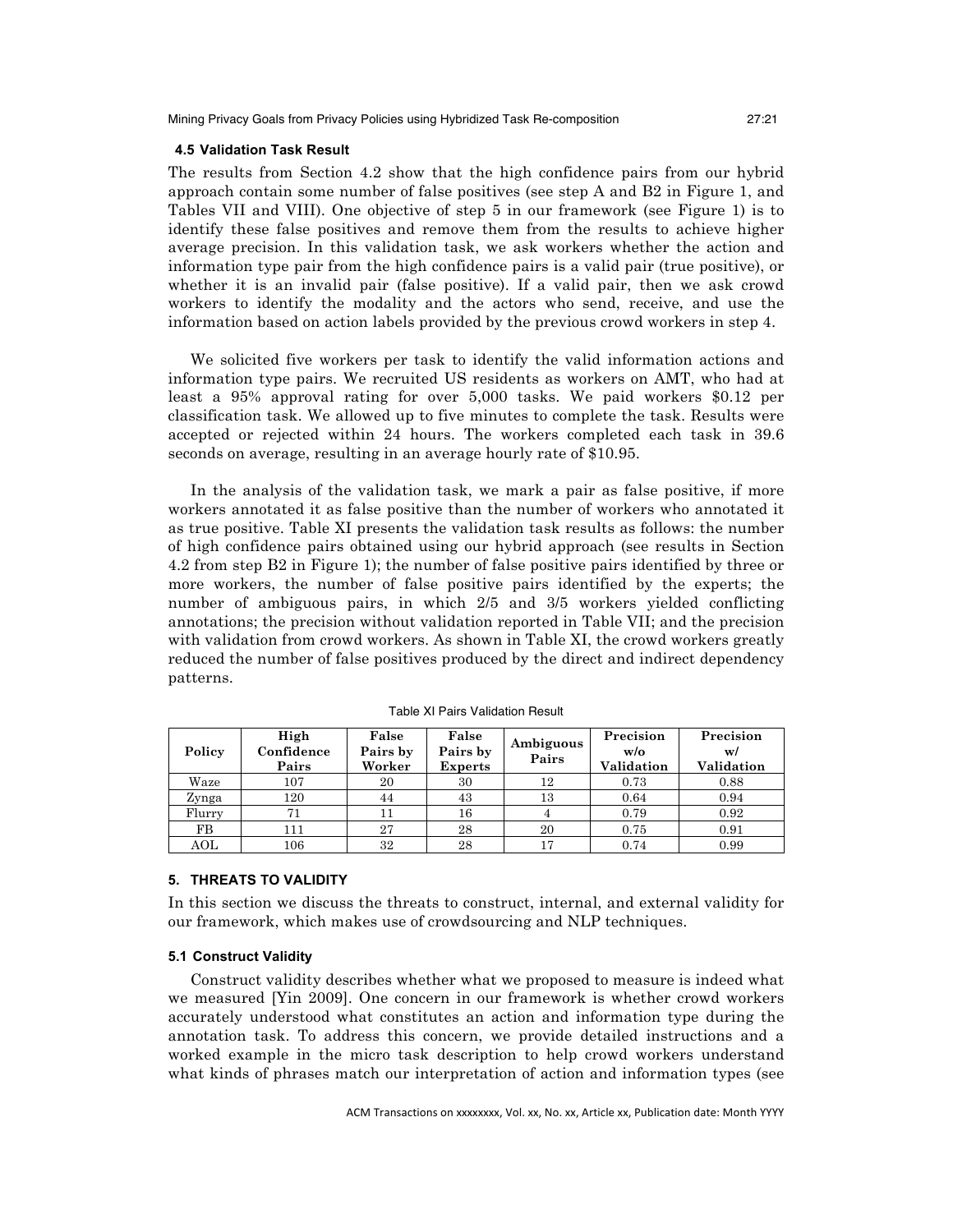### 4.5 Validation Task Result

The results from Section 4.2 show that the high confidence pairs from our hybrid approach contain some number of false positives (see step A and B2 in Figure 1, and Tables VII and VIII). One objective of step 5 in our framework (see Figure 1) is to identify these false positives and remove them from the results to achieve higher average precision. In this validation task, we ask workers whether the action and information type pair from the high confidence pairs is a valid pair (true positive), or whether it is an invalid pair (false positive). If a valid pair, then we ask crowd workers to identify the modality and the actors who send, receive, and use the information based on action labels provided by the previous crowd workers in step 4.

We solicited five workers per task to identify the valid information actions and information type pairs. We recruited US residents as workers on AMT, who had at least a 95% approval rating for over 5,000 tasks. We paid workers $0.12 per classification task. We allowed up to five minutes to complete the task. Results were accepted or rejected within 24 hours. The workers completed each task in 39.6 seconds on average, resulting in an average hourly rate of $10.95.

In the analysis of the validation task, we mark a pair as false positive, if more workers annotated it as false positive than the number of workers who annotated it as true positive. Table XI presents the validation task results as follows: the number of high confidence pairs obtained using our hybrid approach (see results in Section 4.2 from step B2 in Figure 1); the number of false positive pairs identified by three or more workers, the number of false positive pairs identified by the experts; the number of ambiguous pairs, in which 2/5 and 3/5 workers yielded conflicting annotations; the precision without validation reported in Table VII; and the precision with validation from crowd workers. As shown in Table XI, the crowd workers greatly reduced the number of false positives produced by the direct and indirect dependency patterns.

Table XI Pairs Validation Result

| Policy | High Confidence Pairs | False Pairs by Worker | False Pairs by Experts | Ambiguous Pairs | Precision w/o Validation | Precision w/ Validation |
|---|---|---|---|---|---|---|
| Waze | 107 | 20 | 30 | 12 | 0.73 | 0.88 |
| Zynga | 120 | 44 | 43 | 13 | 0.64 | 0.94 |
| Flurry | 71 | 11 | 16 | 4 | 0.79 | 0.92 |
| FB | 111 | 27 | 28 | 20 | 0.75 | 0.91 |
| AOL | 106 | 32 | 28 | 17 | 0.74 | 0.99 |

## 5. THREATS TO VALIDITY

In this section we discuss the threats to construct, internal, and external validity for our framework, which makes use of crowdsourcing and NLP techniques.

### 5.1 Construct Validity

Construct validity describes whether what we proposed to measure is indeed what we measured [Yin 2009]. One concern in our framework is whether crowd workers accurately understood what constitutes an action and information type during the annotation task. To address this concern, we provide detailed instructions and a worked example in the micro task description to help crowd workers understand what kinds of phrases match our interpretation of action and information types (see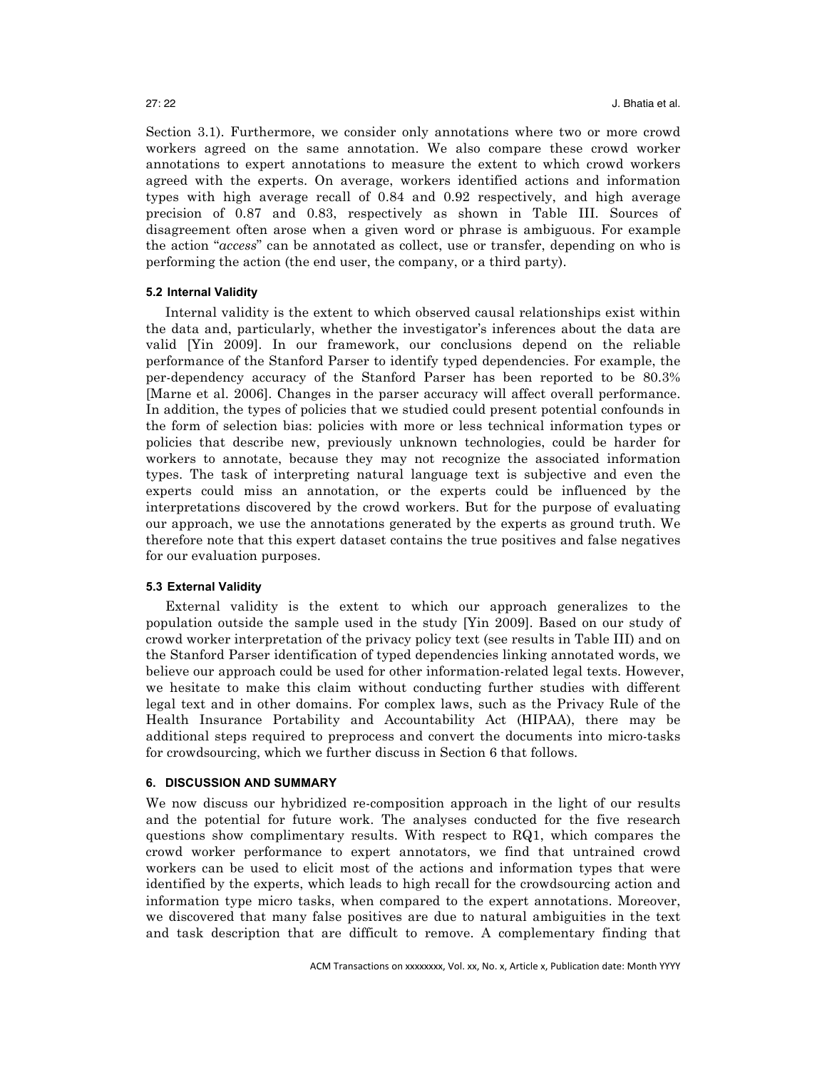Section 3.1). Furthermore, we consider only annotations where two or more crowd workers agreed on the same annotation. We also compare these crowd worker annotations to expert annotations to measure the extent to which crowd workers agreed with the experts. On average, workers identified actions and information types with high average recall of 0.84 and 0.92 respectively, and high average precision of 0.87 and 0.83, respectively as shown in Table III. Sources of disagreement often arose when a given word or phrase is ambiguous. For example the action "*access*" can be annotated as collect, use or transfer, depending on who is performing the action (the end user, the company, or a third party).

### 5.2 Internal Validity

Internal validity is the extent to which observed causal relationships exist within the data and, particularly, whether the investigator's inferences about the data are valid [Yin 2009]. In our framework, our conclusions depend on the reliable performance of the Stanford Parser to identify typed dependencies. For example, the per-dependency accuracy of the Stanford Parser has been reported to be 80.3% [Marne et al. 2006]. Changes in the parser accuracy will affect overall performance. In addition, the types of policies that we studied could present potential confounds in the form of selection bias: policies with more or less technical information types or policies that describe new, previously unknown technologies, could be harder for workers to annotate, because they may not recognize the associated information types. The task of interpreting natural language text is subjective and even the experts could miss an annotation, or the experts could be influenced by the interpretations discovered by the crowd workers. But for the purpose of evaluating our approach, we use the annotations generated by the experts as ground truth. We therefore note that this expert dataset contains the true positives and false negatives for our evaluation purposes.

### 5.3 External Validity

External validity is the extent to which our approach generalizes to the population outside the sample used in the study [Yin 2009]. Based on our study of crowd worker interpretation of the privacy policy text (see results in Table III) and on the Stanford Parser identification of typed dependencies linking annotated words, we believe our approach could be used for other information-related legal texts. However, we hesitate to make this claim without conducting further studies with different legal text and in other domains. For complex laws, such as the Privacy Rule of the Health Insurance Portability and Accountability Act (HIPAA), there may be additional steps required to preprocess and convert the documents into micro-tasks for crowdsourcing, which we further discuss in Section 6 that follows.

## 6. DISCUSSION AND SUMMARY

We now discuss our hybridized re-composition approach in the light of our results and the potential for future work. The analyses conducted for the five research questions show complimentary results. With respect to RQ1, which compares the crowd worker performance to expert annotators, we find that untrained crowd workers can be used to elicit most of the actions and information types that were identified by the experts, which leads to high recall for the crowdsourcing action and information type micro tasks, when compared to the expert annotations. Moreover, we discovered that many false positives are due to natural ambiguities in the text and task description that are difficult to remove. A complementary finding that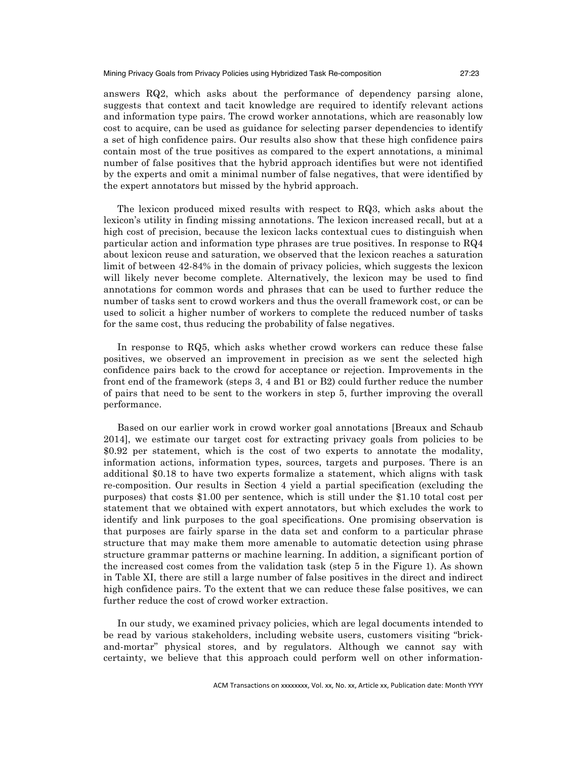answers RQ2, which asks about the performance of dependency parsing alone, suggests that context and tacit knowledge are required to identify relevant actions and information type pairs. The crowd worker annotations, which are reasonably low cost to acquire, can be used as guidance for selecting parser dependencies to identify a set of high confidence pairs. Our results also show that these high confidence pairs contain most of the true positives as compared to the expert annotations, a minimal number of false positives that the hybrid approach identifies but were not identified by the experts and omit a minimal number of false negatives, that were identified by the expert annotators but missed by the hybrid approach.

The lexicon produced mixed results with respect to RQ3, which asks about the lexicon's utility in finding missing annotations. The lexicon increased recall, but at a high cost of precision, because the lexicon lacks contextual cues to distinguish when particular action and information type phrases are true positives. In response to RQ4 about lexicon reuse and saturation, we observed that the lexicon reaches a saturation limit of between 42-84% in the domain of privacy policies, which suggests the lexicon will likely never become complete. Alternatively, the lexicon may be used to find annotations for common words and phrases that can be used to further reduce the number of tasks sent to crowd workers and thus the overall framework cost, or can be used to solicit a higher number of workers to complete the reduced number of tasks for the same cost, thus reducing the probability of false negatives.

In response to RQ5, which asks whether crowd workers can reduce these false positives, we observed an improvement in precision as we sent the selected high confidence pairs back to the crowd for acceptance or rejection. Improvements in the front end of the framework (steps 3, 4 and B1 or B2) could further reduce the number of pairs that need to be sent to the workers in step 5, further improving the overall performance.

Based on our earlier work in crowd worker goal annotations [Breaux and Schaub 2014], we estimate our target cost for extracting privacy goals from policies to be $0.92 per statement, which is the cost of two experts to annotate the modality, information actions, information types, sources, targets and purposes. There is an additional $0.18 to have two experts formalize a statement, which aligns with task re-composition. Our results in Section 4 yield a partial specification (excluding the purposes) that costs $1.00 per sentence, which is still under the $1.10 total cost per statement that we obtained with expert annotators, but which excludes the work to identify and link purposes to the goal specifications. One promising observation is that purposes are fairly sparse in the data set and conform to a particular phrase structure that may make them more amenable to automatic detection using phrase structure grammar patterns or machine learning. In addition, a significant portion of the increased cost comes from the validation task (step 5 in the Figure 1). As shown in Table XI, there are still a large number of false positives in the direct and indirect high confidence pairs. To the extent that we can reduce these false positives, we can further reduce the cost of crowd worker extraction.

In our study, we examined privacy policies, which are legal documents intended to be read by various stakeholders, including website users, customers visiting "brick-and-mortar" physical stores, and by regulators. Although we cannot say with certainty, we believe that this approach could perform well on other information-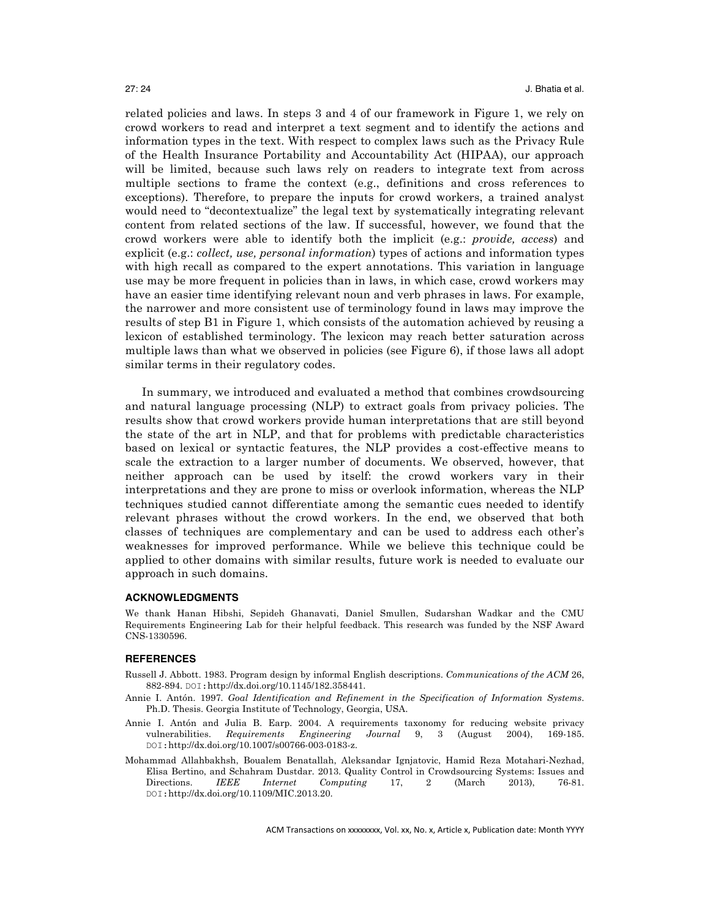related policies and laws. In steps 3 and 4 of our framework in Figure 1, we rely on crowd workers to read and interpret a text segment and to identify the actions and information types in the text. With respect to complex laws such as the Privacy Rule of the Health Insurance Portability and Accountability Act (HIPAA), our approach will be limited, because such laws rely on readers to integrate text from across multiple sections to frame the context (e.g., definitions and cross references to exceptions). Therefore, to prepare the inputs for crowd workers, a trained analyst would need to "decontextualize" the legal text by systematically integrating relevant content from related sections of the law. If successful, however, we found that the crowd workers were able to identify both the implicit (e.g.: *provide, access*) and explicit (e.g.: *collect, use, personal information*) types of actions and information types with high recall as compared to the expert annotations. This variation in language use may be more frequent in policies than in laws, in which case, crowd workers may have an easier time identifying relevant noun and verb phrases in laws. For example, the narrower and more consistent use of terminology found in laws may improve the results of step B1 in Figure 1, which consists of the automation achieved by reusing a lexicon of established terminology. The lexicon may reach better saturation across multiple laws than what we observed in policies (see Figure 6), if those laws all adopt similar terms in their regulatory codes.

In summary, we introduced and evaluated a method that combines crowdsourcing and natural language processing (NLP) to extract goals from privacy policies. The results show that crowd workers provide human interpretations that are still beyond the state of the art in NLP, and that for problems with predictable characteristics based on lexical or syntactic features, the NLP provides a cost-effective means to scale the extraction to a larger number of documents. We observed, however, that neither approach can be used by itself: the crowd workers vary in their interpretations and they are prone to miss or overlook information, whereas the NLP techniques studied cannot differentiate among the semantic cues needed to identify relevant phrases without the crowd workers. In the end, we observed that both classes of techniques are complementary and can be used to address each other's weaknesses for improved performance. While we believe this technique could be applied to other domains with similar results, future work is needed to evaluate our approach in such domains.

## ACKNOWLEDGMENTS

We thank Hanan Hibshi, Sepideh Ghanavati, Daniel Smullen, Sudarshan Wadkar and the CMU Requirements Engineering Lab for their helpful feedback. This research was funded by the NSF Award CNS-1330596.

## REFERENCES

Russell J. Abbott. 1983. Program design by informal English descriptions. *Communications of the ACM* 26, 882-894. DOI: http://dx.doi.org/10.1145/182.358441.

Annie I. Antón. 1997. *Goal Identification and Refinement in the Specification of Information Systems*. Ph.D. Thesis. Georgia Institute of Technology, Georgia, USA.

Annie I. Antón and Julia B. Earp. 2004. A requirements taxonomy for reducing website privacy vulnerabilities. *Requirements Engineering Journal* 9, 3 (August 2004), 169-185. DOI: http://dx.doi.org/10.1007/s00766-003-0183-z.

Mohammad Allahbakhsh, Boualem Benatallah, Aleksandar Ignjatovic, Hamid Reza Motahari-Nezhad, Elisa Bertino, and Schahram Dustdar. 2013. Quality Control in Crowdsourcing Systems: Issues and Directions. *IEEE Internet Computing* 17, 2 (March 2013), 76-81. DOI: http://dx.doi.org/10.1109/MIC.2013.20.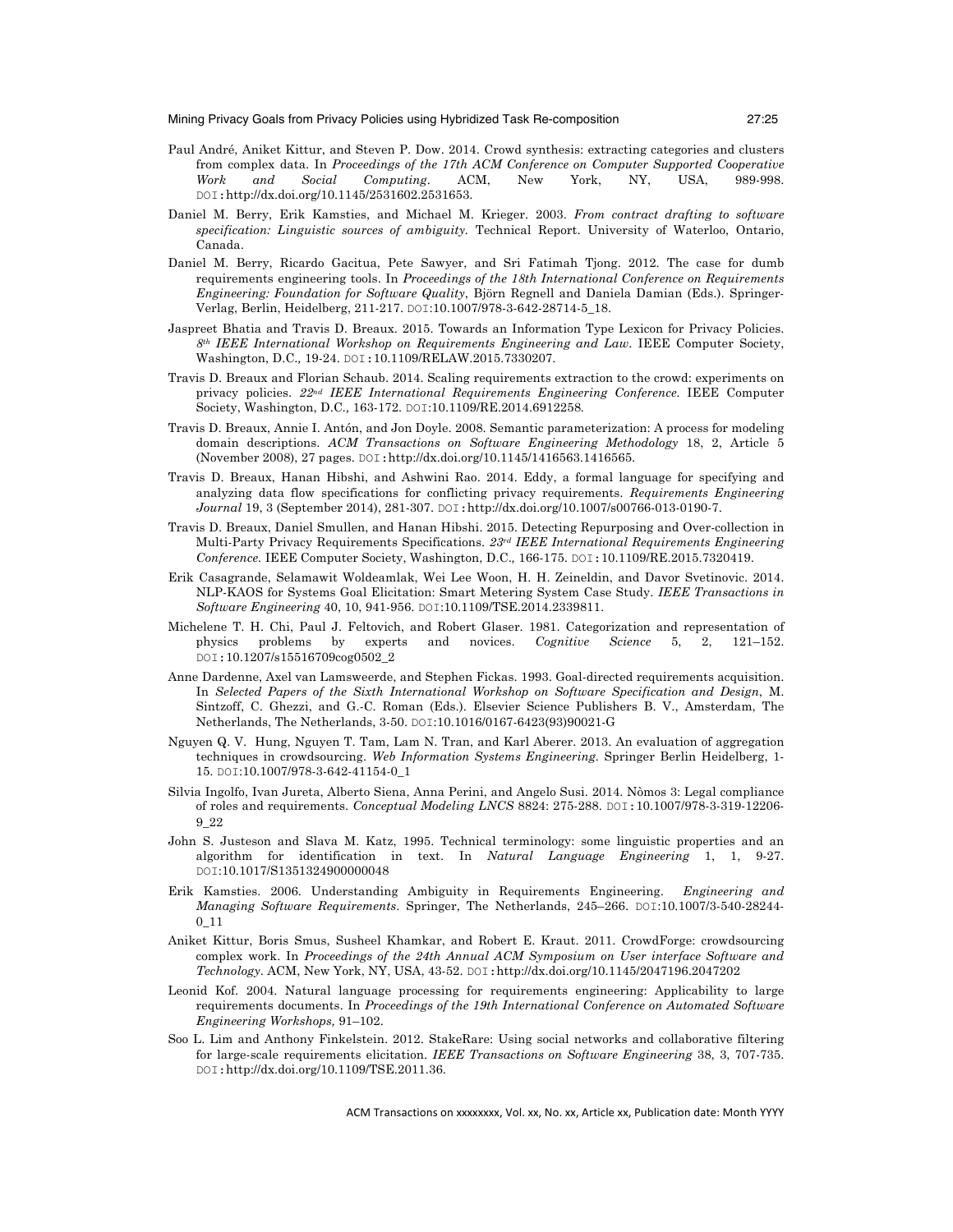Paul André, Aniket Kittur, and Steven P. Dow. 2014. Crowd synthesis: extracting categories and clusters from complex data. In *Proceedings of the 17th ACM Conference on Computer Supported Cooperative Work and Social Computing*. ACM, New York, NY, USA, 989-998. DOI: http://dx.doi.org/10.1145/2531602.2531653.

Daniel M. Berry, Erik Kamsties, and Michael M. Krieger. 2003. *From contract drafting to software specification: Linguistic sources of ambiguity*. Technical Report. University of Waterloo, Ontario, Canada.

Daniel M. Berry, Ricardo Gacitua, Pete Sawyer, and Sri Fatimah Tjong. 2012. The case for dumb requirements engineering tools. In *Proceedings of the 18th International Conference on Requirements Engineering: Foundation for Software Quality*, Björn Regnell and Daniela Damian (Eds.). Springer-Verlag, Berlin, Heidelberg, 211-217. DOI:10.1007/978-3-642-28714-5_18.

Jaspreet Bhatia and Travis D. Breaux. 2015. Towards an Information Type Lexicon for Privacy Policies. *8th IEEE International Workshop on Requirements Engineering and Law*. IEEE Computer Society, Washington, D.C., 19-24. DOI: 10.1109/RELAW.2015.7330207.

Travis D. Breaux and Florian Schaub. 2014. Scaling requirements extraction to the crowd: experiments on privacy policies. *22nd IEEE International Requirements Engineering Conference.* IEEE Computer Society, Washington, D.C., 163-172. DOI:10.1109/RE.2014.6912258.

Travis D. Breaux, Annie I. Antón, and Jon Doyle. 2008. Semantic parameterization: A process for modeling domain descriptions. *ACM Transactions on Software Engineering Methodology* 18, 2, Article 5 (November 2008), 27 pages. DOI: http://dx.doi.org/10.1145/1416563.1416565.

Travis D. Breaux, Hanan Hibshi, and Ashwini Rao. 2014. Eddy, a formal language for specifying and analyzing data flow specifications for conflicting privacy requirements. *Requirements Engineering Journal* 19, 3 (September 2014), 281-307. DOI: http://dx.doi.org/10.1007/s00766-013-0190-7.

Travis D. Breaux, Daniel Smullen, and Hanan Hibshi. 2015. Detecting Repurposing and Over-collection in Multi-Party Privacy Requirements Specifications. *23rd IEEE International Requirements Engineering Conference.* IEEE Computer Society, Washington, D.C., 166-175. DOI: 10.1109/RE.2015.7320419.

Erik Casagrande, Selamawit Woldeamlak, Wei Lee Woon, H. H. Zeineldin, and Davor Svetinovic. 2014. NLP-KAOS for Systems Goal Elicitation: Smart Metering System Case Study. *IEEE Transactions in Software Engineering* 40, 10, 941-956. DOI:10.1109/TSE.2014.2339811.

Michelene T. H. Chi, Paul J. Feltovich, and Robert Glaser. 1981. Categorization and representation of physics problems by experts and novices. *Cognitive Science* 5, 2, 121–152. DOI: 10.1207/s15516709cog0502_2

Anne Dardenne, Axel van Lamsweerde, and Stephen Fickas. 1993. Goal-directed requirements acquisition. In *Selected Papers of the Sixth International Workshop on Software Specification and Design*, M. Sintzoff, C. Ghezzi, and G.-C. Roman (Eds.). Elsevier Science Publishers B. V., Amsterdam, The Netherlands, The Netherlands, 3-50. DOI:10.1016/0167-6423(93)90021-G

Nguyen Q. V. Hung, Nguyen T. Tam, Lam N. Tran, and Karl Aberer. 2013. An evaluation of aggregation techniques in crowdsourcing. *Web Information Systems Engineering.* Springer Berlin Heidelberg, 1-15. DOI:10.1007/978-3-642-41154-0_1

Silvia Ingolfo, Ivan Jureta, Alberto Siena, Anna Perini, and Angelo Susi. 2014. Nòmos 3: Legal compliance of roles and requirements. *Conceptual Modeling LNCS* 8824: 275-288. DOI: 10.1007/978-3-319-12206-9_22

John S. Justeson and Slava M. Katz, 1995. Technical terminology: some linguistic properties and an algorithm for identification in text. In *Natural Language Engineering* 1, 1, 9-27. DOI:10.1017/S1351324900000048

Erik Kamsties. 2006. Understanding Ambiguity in Requirements Engineering. *Engineering and Managing Software Requirements*. Springer, The Netherlands, 245–266. DOI:10.1007/3-540-28244-0_11

Aniket Kittur, Boris Smus, Susheel Khamkar, and Robert E. Kraut. 2011. CrowdForge: crowdsourcing complex work. In *Proceedings of the 24th Annual ACM Symposium on User interface Software and Technology*. ACM, New York, NY, USA, 43-52. DOI: http://dx.doi.org/10.1145/2047196.2047202

Leonid Kof. 2004. Natural language processing for requirements engineering: Applicability to large requirements documents. In *Proceedings of the 19th International Conference on Automated Software Engineering Workshops,* 91–102.

Soo L. Lim and Anthony Finkelstein. 2012. StakeRare: Using social networks and collaborative filtering for large-scale requirements elicitation. *IEEE Transactions on Software Engineering* 38, 3, 707-735. DOI: http://dx.doi.org/10.1109/TSE.2011.36.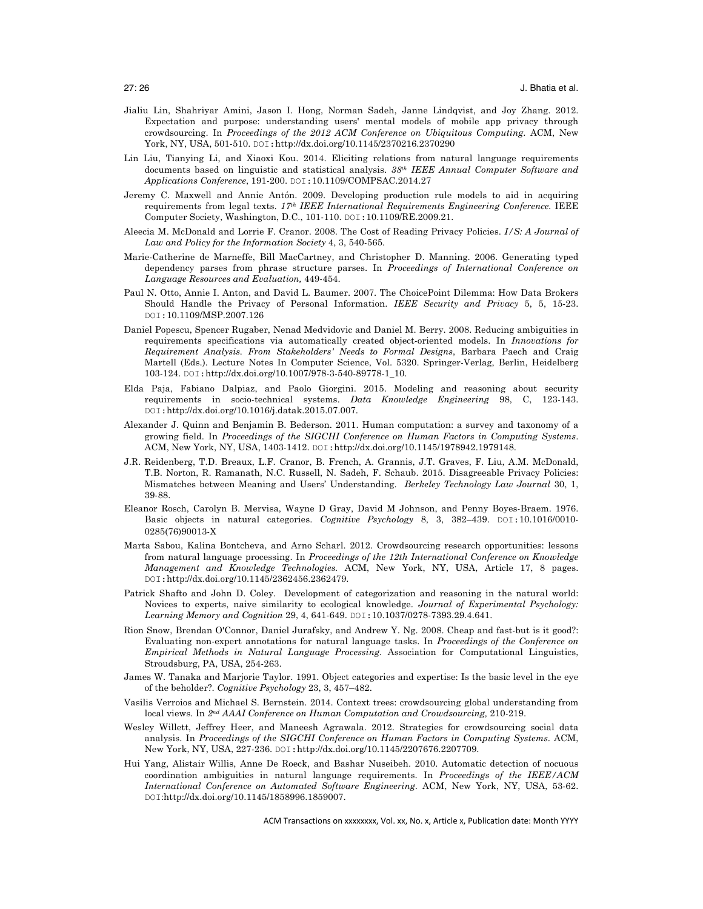Jialiu Lin, Shahriyar Amini, Jason I. Hong, Norman Sadeh, Janne Lindqvist, and Joy Zhang. 2012. Expectation and purpose: understanding users' mental models of mobile app privacy through crowdsourcing. In *Proceedings of the 2012 ACM Conference on Ubiquitous Computing*. ACM, New York, NY, USA, 501-510. DOI:http://dx.doi.org/10.1145/2370216.2370290

Lin Liu, Tianying Li, and Xiaoxi Kou. 2014. Eliciting relations from natural language requirements documents based on linguistic and statistical analysis. *38th IEEE Annual Computer Software and Applications Conference*, 191-200. DOI:10.1109/COMPSAC.2014.27

Jeremy C. Maxwell and Annie Antón. 2009. Developing production rule models to aid in acquiring requirements from legal texts. *17th IEEE International Requirements Engineering Conference.* IEEE Computer Society, Washington, D.C., 101-110. DOI:10.1109/RE.2009.21.

Aleecia M. McDonald and Lorrie F. Cranor. 2008. The Cost of Reading Privacy Policies. *I/S: A Journal of Law and Policy for the Information Society* 4, 3, 540-565.

Marie-Catherine de Marneffe, Bill MacCartney, and Christopher D. Manning. 2006. Generating typed dependency parses from phrase structure parses. In *Proceedings of International Conference on Language Resources and Evaluation,* 449-454.

Paul N. Otto, Annie I. Anton, and David L. Baumer. 2007. The ChoicePoint Dilemma: How Data Brokers Should Handle the Privacy of Personal Information. *IEEE Security and Privacy* 5, 5, 15-23. DOI:10.1109/MSP.2007.126

Daniel Popescu, Spencer Rugaber, Nenad Medvidovic and Daniel M. Berry. 2008. Reducing ambiguities in requirements specifications via automatically created object-oriented models. In *Innovations for Requirement Analysis. From Stakeholders' Needs to Formal Designs*, Barbara Paech and Craig Martell (Eds.). Lecture Notes In Computer Science, Vol. 5320. Springer-Verlag, Berlin, Heidelberg 103-124. DOI:http://dx.doi.org/10.1007/978-3-540-89778-1_10.

Elda Paja, Fabiano Dalpiaz, and Paolo Giorgini. 2015. Modeling and reasoning about security requirements in socio-technical systems. *Data Knowledge Engineering* 98, C, 123-143. DOI:http://dx.doi.org/10.1016/j.datak.2015.07.007.

Alexander J. Quinn and Benjamin B. Bederson. 2011. Human computation: a survey and taxonomy of a growing field. In *Proceedings of the SIGCHI Conference on Human Factors in Computing Systems*. ACM, New York, NY, USA, 1403-1412. DOI:http://dx.doi.org/10.1145/1978942.1979148.

J.R. Reidenberg, T.D. Breaux, L.F. Cranor, B. French, A. Grannis, J.T. Graves, F. Liu, A.M. McDonald, T.B. Norton, R. Ramanath, N.C. Russell, N. Sadeh, F. Schaub. 2015. Disagreeable Privacy Policies: Mismatches between Meaning and Users' Understanding. *Berkeley Technology Law Journal* 30, 1, 39-88.

Eleanor Rosch, Carolyn B. Mervisa, Wayne D Gray, David M Johnson, and Penny Boyes-Braem. 1976. Basic objects in natural categories. *Cognitive Psychology* 8, 3, 382–439. DOI:10.1016/0010-0285(76)90013-X

Marta Sabou, Kalina Bontcheva, and Arno Scharl. 2012. Crowdsourcing research opportunities: lessons from natural language processing. In *Proceedings of the 12th International Conference on Knowledge Management and Knowledge Technologies.* ACM, New York, NY, USA, Article 17, 8 pages. DOI:http://dx.doi.org/10.1145/2362456.2362479.

Patrick Shafto and John D. Coley. Development of categorization and reasoning in the natural world: Novices to experts, naive similarity to ecological knowledge. *Journal of Experimental Psychology: Learning Memory and Cognition* 29, 4, 641-649. DOI:10.1037/0278-7393.29.4.641.

Rion Snow, Brendan O'Connor, Daniel Jurafsky, and Andrew Y. Ng. 2008. Cheap and fast-but is it good?: Evaluating non-expert annotations for natural language tasks. In *Proceedings of the Conference on Empirical Methods in Natural Language Processing*. Association for Computational Linguistics, Stroudsburg, PA, USA, 254-263.

James W. Tanaka and Marjorie Taylor. 1991. Object categories and expertise: Is the basic level in the eye of the beholder?. *Cognitive Psychology* 23, 3, 457–482.

Vasilis Verroios and Michael S. Bernstein. 2014. Context trees: crowdsourcing global understanding from local views. In *2nd AAAI Conference on Human Computation and Crowdsourcing,* 210-219.

Wesley Willett, Jeffrey Heer, and Maneesh Agrawala. 2012. Strategies for crowdsourcing social data analysis. In *Proceedings of the SIGCHI Conference on Human Factors in Computing Systems*. ACM, New York, NY, USA, 227-236. DOI:http://dx.doi.org/10.1145/2207676.2207709.

Hui Yang, Alistair Willis, Anne De Roeck, and Bashar Nuseibeh. 2010. Automatic detection of nocuous coordination ambiguities in natural language requirements. In *Proceedings of the IEEE/ACM International Conference on Automated Software Engineering*. ACM, New York, NY, USA, 53-62. DOI:http://dx.doi.org/10.1145/1858996.1859007.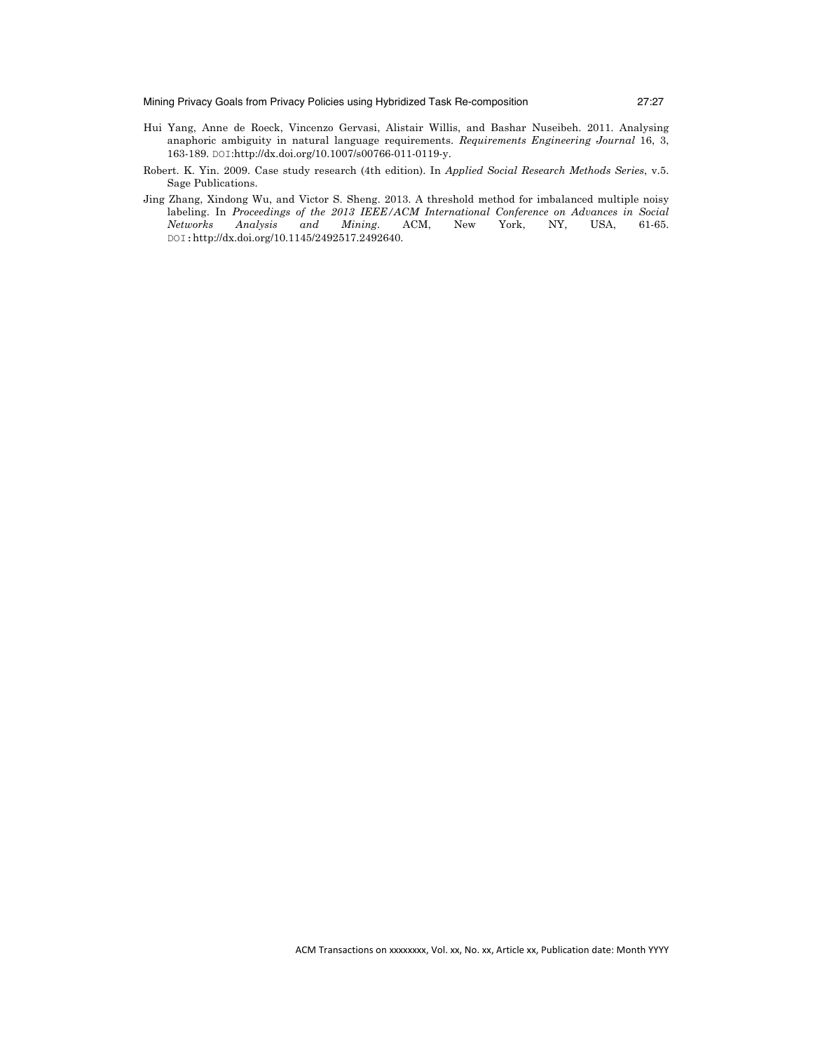Hui Yang, Anne de Roeck, Vincenzo Gervasi, Alistair Willis, and Bashar Nuseibeh. 2011. Analysing anaphoric ambiguity in natural language requirements. *Requirements Engineering Journal* 16, 3, 163-189. DOI:http://dx.doi.org/10.1007/s00766-011-0119-y.

Robert. K. Yin. 2009. Case study research (4th edition). In *Applied Social Research Methods Series*, v.5. Sage Publications.

Jing Zhang, Xindong Wu, and Victor S. Sheng. 2013. A threshold method for imbalanced multiple noisy labeling. In *Proceedings of the 2013 IEEE/ACM International Conference on Advances in Social Networks Analysis and Mining*. ACM, New York, NY, USA, 61-65. DOI:http://dx.doi.org/10.1145/2492517.2492640.